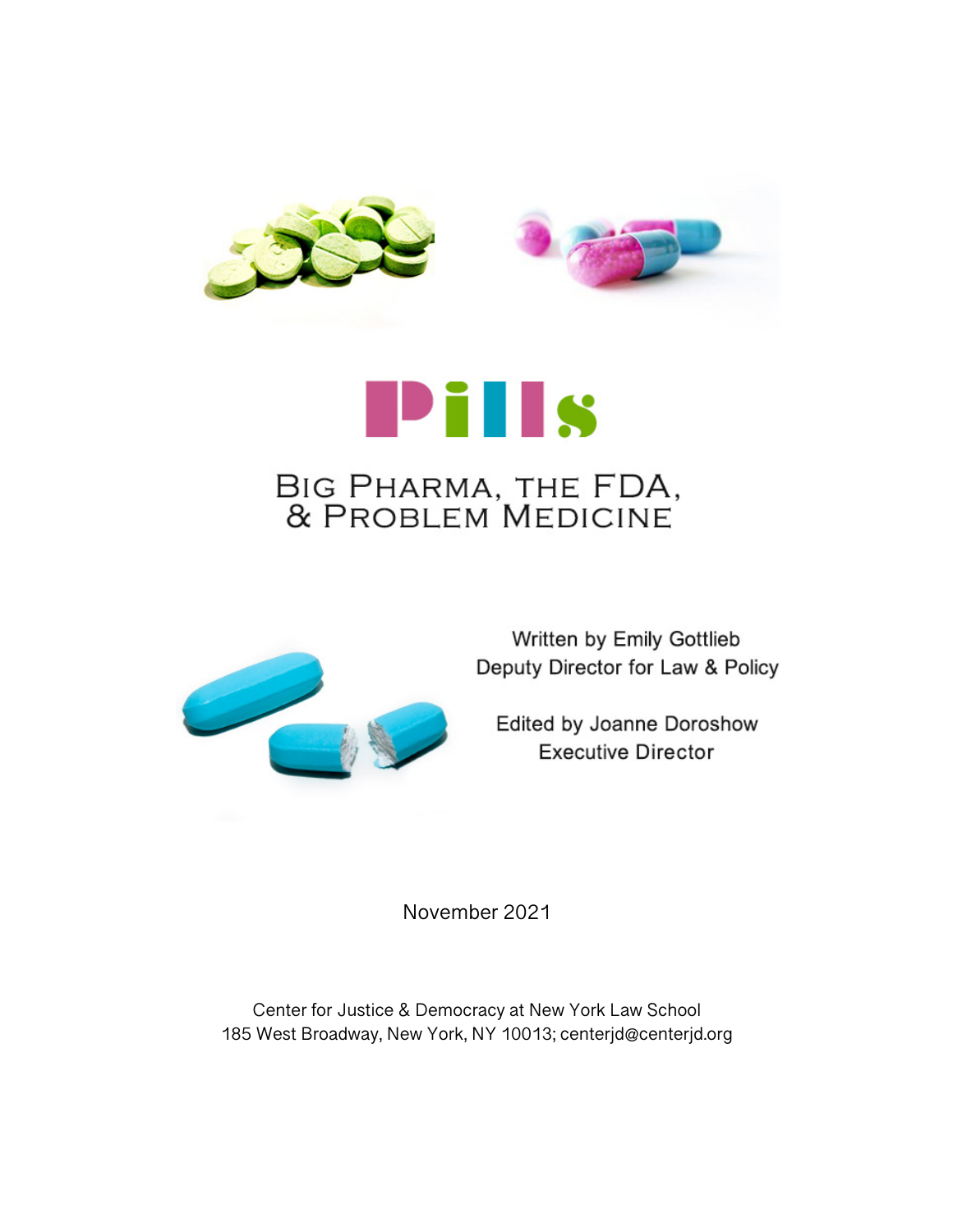# Pills

## Big Pharma, the FDA, & Problem Medicine

Written by Emily Gottlieb
Deputy Director for Law & Policy

Edited by Joanne Doroshow
Executive Director

November 2021

Center for Justice & Democracy at New York Law School
185 West Broadway, New York, NY 10013; centerjd@centerjd.org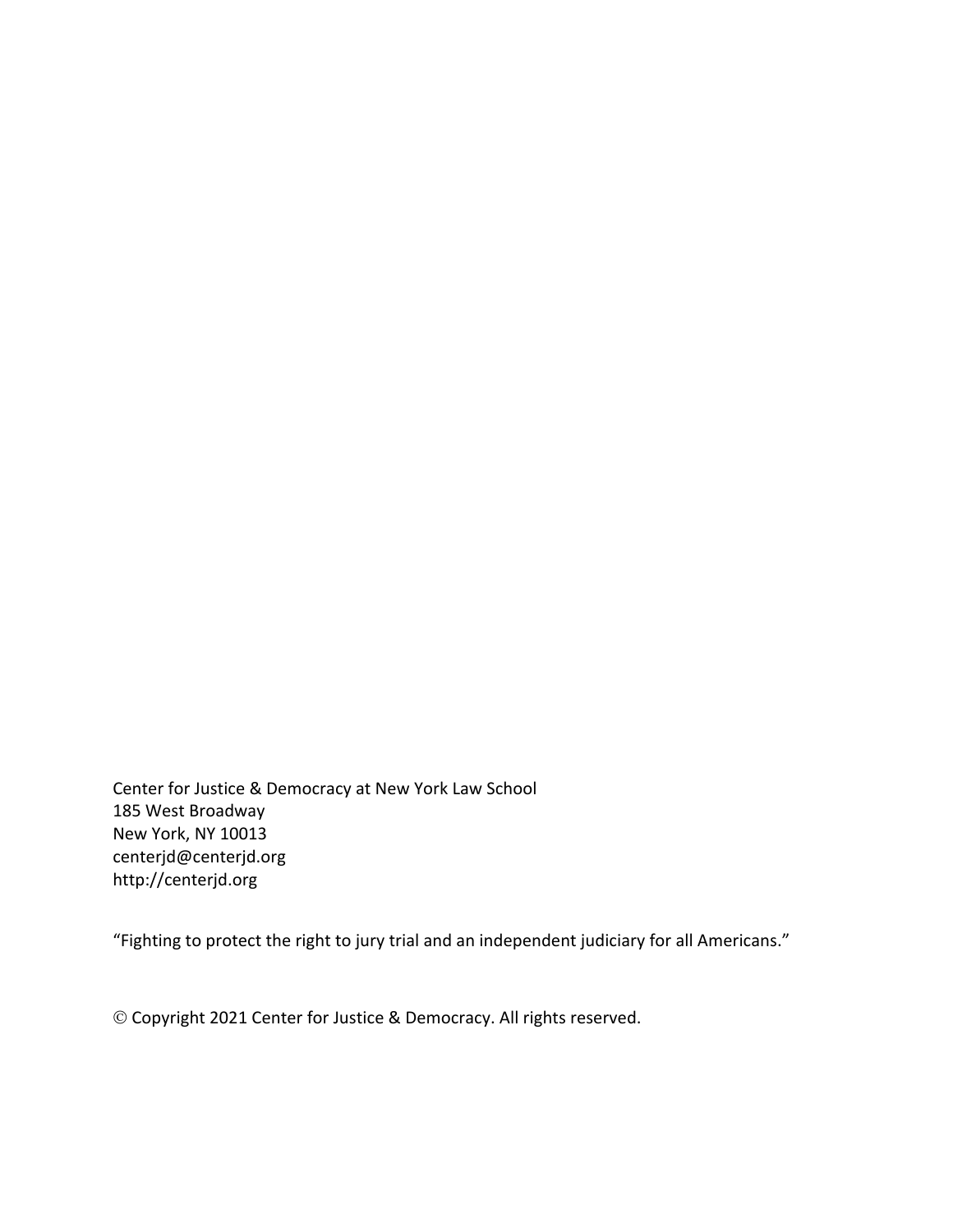Center for Justice & Democracy at New York Law School
185 West Broadway
New York, NY 10013
centerjd@centerjd.org
http://centerjd.org

"Fighting to protect the right to jury trial and an independent judiciary for all Americans."

© Copyright 2021 Center for Justice & Democracy. All rights reserved.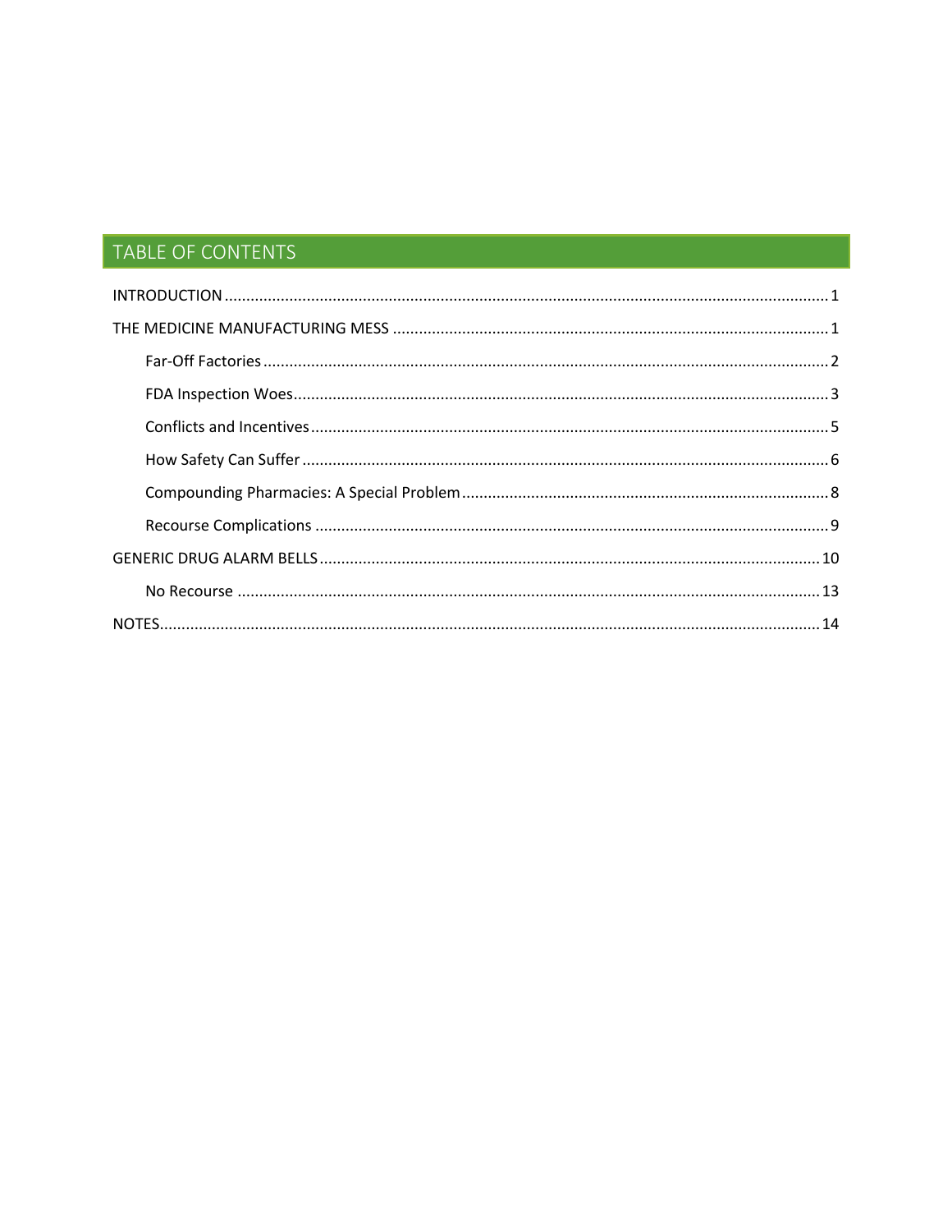## TABLE OF CONTENTS

INTRODUCTION .......... 1

THE MEDICINE MANUFACTURING MESS .......... 1

- Far-Off Factories .......... 2
- FDA Inspection Woes .......... 3
- Conflicts and Incentives .......... 5
- How Safety Can Suffer .......... 6
- Compounding Pharmacies: A Special Problem .......... 8
- Recourse Complications .......... 9

GENERIC DRUG ALARM BELLS .......... 10

- No Recourse .......... 13

NOTES .......... 14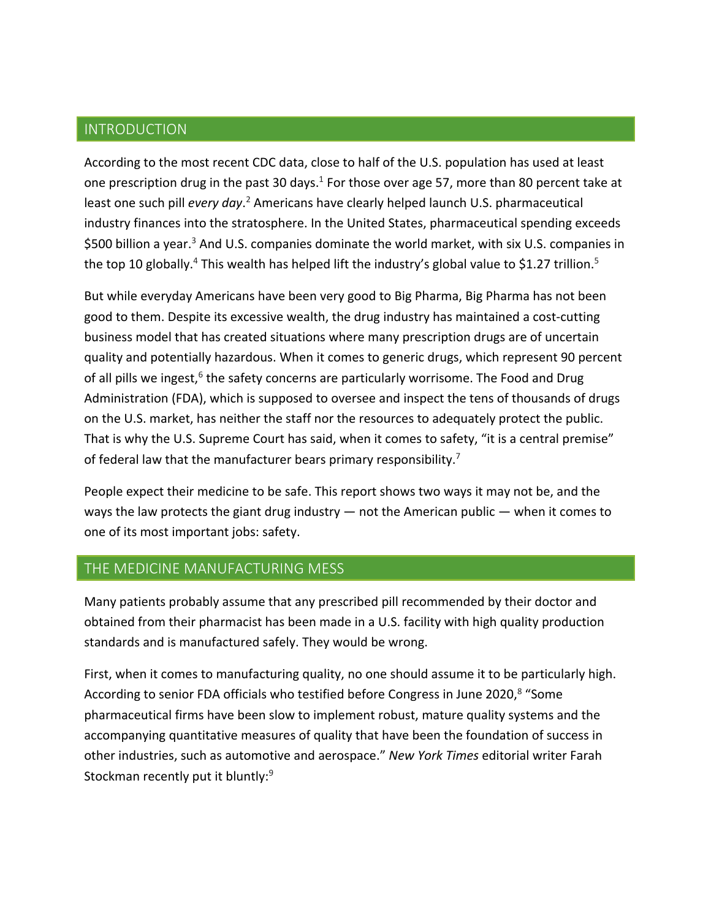## INTRODUCTION

According to the most recent CDC data, close to half of the U.S. population has used at least one prescription drug in the past 30 days.[1] For those over age 57, more than 80 percent take at least one such pill *every day*.[2] Americans have clearly helped launch U.S. pharmaceutical industry finances into the stratosphere. In the United States, pharmaceutical spending exceeds $500 billion a year.[3] And U.S. companies dominate the world market, with six U.S. companies in the top 10 globally.[4] This wealth has helped lift the industry's global value to $1.27 trillion.[5]

But while everyday Americans have been very good to Big Pharma, Big Pharma has not been good to them. Despite its excessive wealth, the drug industry has maintained a cost-cutting business model that has created situations where many prescription drugs are of uncertain quality and potentially hazardous. When it comes to generic drugs, which represent 90 percent of all pills we ingest,[6] the safety concerns are particularly worrisome. The Food and Drug Administration (FDA), which is supposed to oversee and inspect the tens of thousands of drugs on the U.S. market, has neither the staff nor the resources to adequately protect the public. That is why the U.S. Supreme Court has said, when it comes to safety, "it is a central premise" of federal law that the manufacturer bears primary responsibility.[7]

People expect their medicine to be safe. This report shows two ways it may not be, and the ways the law protects the giant drug industry — not the American public — when it comes to one of its most important jobs: safety.

## THE MEDICINE MANUFACTURING MESS

Many patients probably assume that any prescribed pill recommended by their doctor and obtained from their pharmacist has been made in a U.S. facility with high quality production standards and is manufactured safely. They would be wrong.

First, when it comes to manufacturing quality, no one should assume it to be particularly high. According to senior FDA officials who testified before Congress in June 2020,[8] "Some pharmaceutical firms have been slow to implement robust, mature quality systems and the accompanying quantitative measures of quality that have been the foundation of success in other industries, such as automotive and aerospace." *New York Times* editorial writer Farah Stockman recently put it bluntly:[9]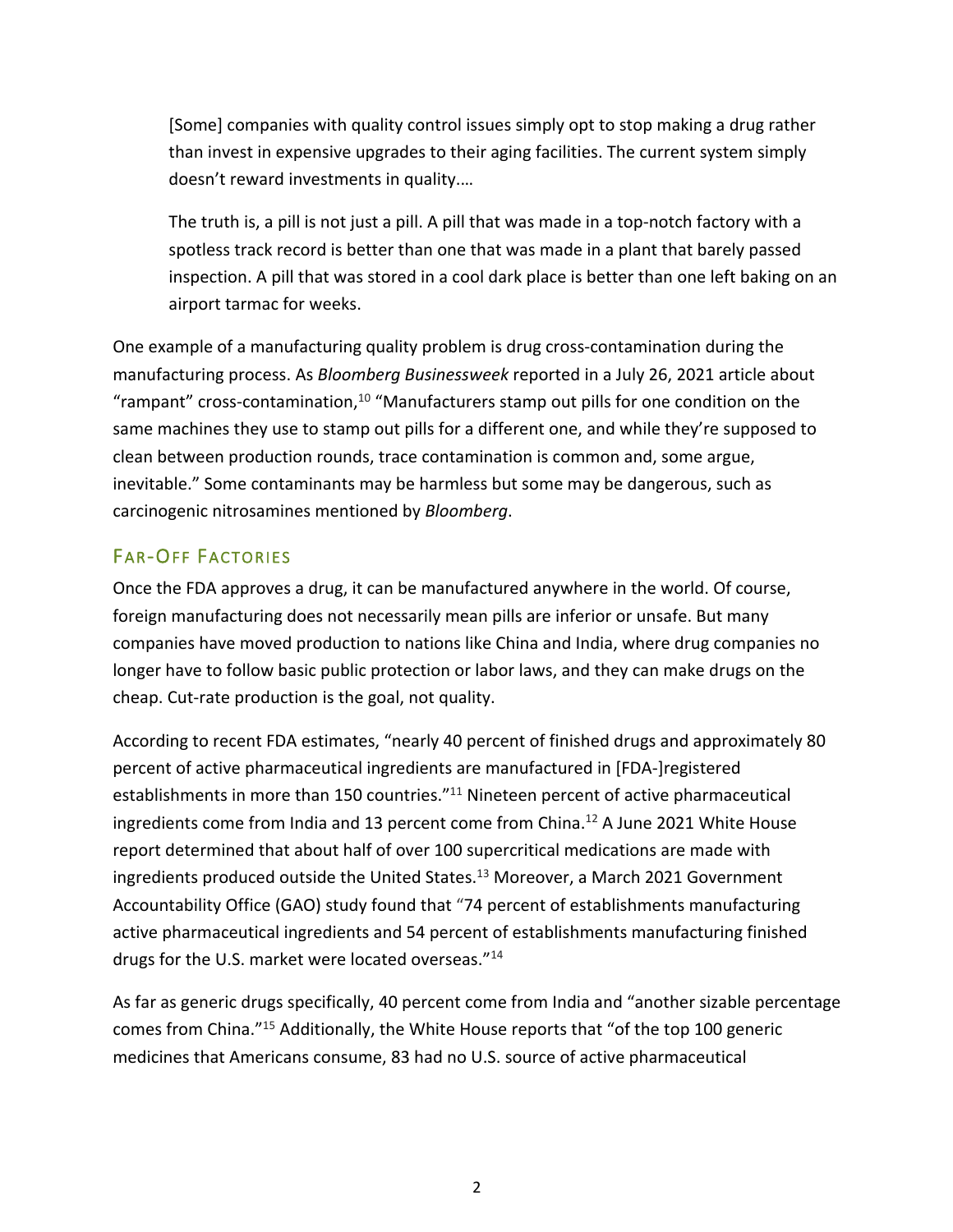> [Some] companies with quality control issues simply opt to stop making a drug rather than invest in expensive upgrades to their aging facilities. The current system simply doesn't reward investments in quality.…
>
> The truth is, a pill is not just a pill. A pill that was made in a top-notch factory with a spotless track record is better than one that was made in a plant that barely passed inspection. A pill that was stored in a cool dark place is better than one left baking on an airport tarmac for weeks.

One example of a manufacturing quality problem is drug cross-contamination during the manufacturing process. As *Bloomberg Businessweek* reported in a July 26, 2021 article about "rampant" cross-contamination,[10] "Manufacturers stamp out pills for one condition on the same machines they use to stamp out pills for a different one, and while they're supposed to clean between production rounds, trace contamination is common and, some argue, inevitable." Some contaminants may be harmless but some may be dangerous, such as carcinogenic nitrosamines mentioned by *Bloomberg*.

## Far-Off Factories

Once the FDA approves a drug, it can be manufactured anywhere in the world. Of course, foreign manufacturing does not necessarily mean pills are inferior or unsafe. But many companies have moved production to nations like China and India, where drug companies no longer have to follow basic public protection or labor laws, and they can make drugs on the cheap. Cut-rate production is the goal, not quality.

According to recent FDA estimates, "nearly 40 percent of finished drugs and approximately 80 percent of active pharmaceutical ingredients are manufactured in [FDA-]registered establishments in more than 150 countries."[11] Nineteen percent of active pharmaceutical ingredients come from India and 13 percent come from China.[12] A June 2021 White House report determined that about half of over 100 supercritical medications are made with ingredients produced outside the United States.[13] Moreover, a March 2021 Government Accountability Office (GAO) study found that "74 percent of establishments manufacturing active pharmaceutical ingredients and 54 percent of establishments manufacturing finished drugs for the U.S. market were located overseas."[14]

As far as generic drugs specifically, 40 percent come from India and "another sizable percentage comes from China."[15] Additionally, the White House reports that "of the top 100 generic medicines that Americans consume, 83 had no U.S. source of active pharmaceutical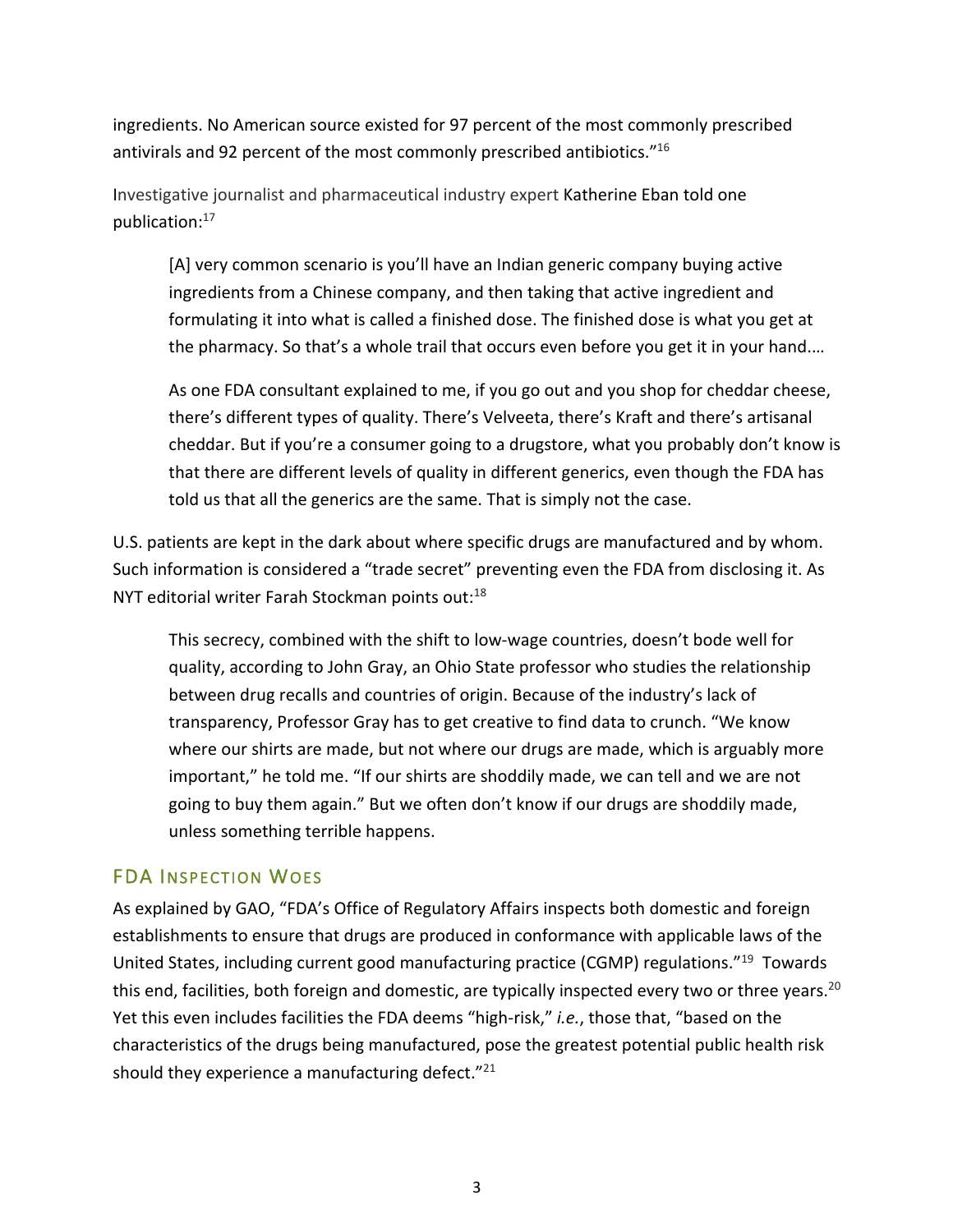ingredients. No American source existed for 97 percent of the most commonly prescribed antivirals and 92 percent of the most commonly prescribed antibiotics."[16]

Investigative journalist and pharmaceutical industry expert Katherine Eban told one publication:[17]

> [A] very common scenario is you'll have an Indian generic company buying active ingredients from a Chinese company, and then taking that active ingredient and formulating it into what is called a finished dose. The finished dose is what you get at the pharmacy. So that's a whole trail that occurs even before you get it in your hand.…
>
> As one FDA consultant explained to me, if you go out and you shop for cheddar cheese, there's different types of quality. There's Velveeta, there's Kraft and there's artisanal cheddar. But if you're a consumer going to a drugstore, what you probably don't know is that there are different levels of quality in different generics, even though the FDA has told us that all the generics are the same. That is simply not the case.

U.S. patients are kept in the dark about where specific drugs are manufactured and by whom. Such information is considered a "trade secret" preventing even the FDA from disclosing it. As NYT editorial writer Farah Stockman points out:[18]

> This secrecy, combined with the shift to low-wage countries, doesn't bode well for quality, according to John Gray, an Ohio State professor who studies the relationship between drug recalls and countries of origin. Because of the industry's lack of transparency, Professor Gray has to get creative to find data to crunch. "We know where our shirts are made, but not where our drugs are made, which is arguably more important," he told me. "If our shirts are shoddily made, we can tell and we are not going to buy them again." But we often don't know if our drugs are shoddily made, unless something terrible happens.

## FDA Inspection Woes

As explained by GAO, "FDA's Office of Regulatory Affairs inspects both domestic and foreign establishments to ensure that drugs are produced in conformance with applicable laws of the United States, including current good manufacturing practice (CGMP) regulations."[19] Towards this end, facilities, both foreign and domestic, are typically inspected every two or three years.[20] Yet this even includes facilities the FDA deems "high-risk," *i.e.*, those that, "based on the characteristics of the drugs being manufactured, pose the greatest potential public health risk should they experience a manufacturing defect."[21]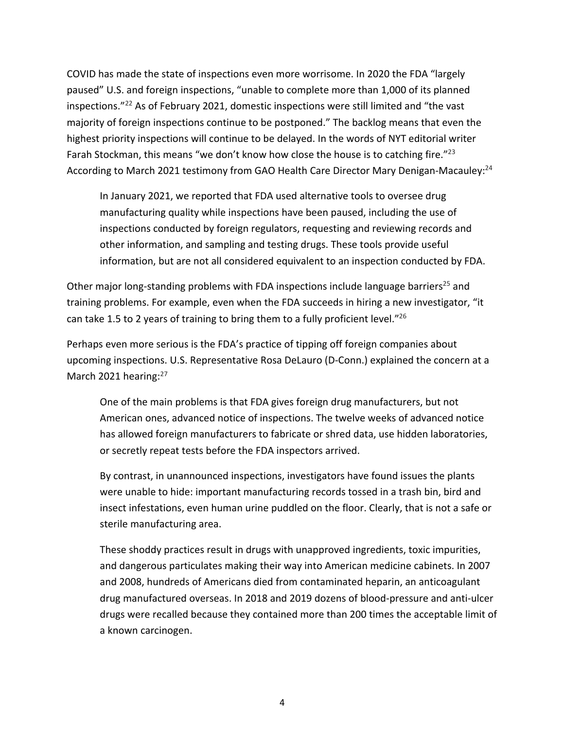COVID has made the state of inspections even more worrisome. In 2020 the FDA "largely paused" U.S. and foreign inspections, "unable to complete more than 1,000 of its planned inspections."[22] As of February 2021, domestic inspections were still limited and "the vast majority of foreign inspections continue to be postponed." The backlog means that even the highest priority inspections will continue to be delayed. In the words of NYT editorial writer Farah Stockman, this means "we don't know how close the house is to catching fire."[23] According to March 2021 testimony from GAO Health Care Director Mary Denigan-Macauley:[24]

> In January 2021, we reported that FDA used alternative tools to oversee drug manufacturing quality while inspections have been paused, including the use of inspections conducted by foreign regulators, requesting and reviewing records and other information, and sampling and testing drugs. These tools provide useful information, but are not all considered equivalent to an inspection conducted by FDA.

Other major long-standing problems with FDA inspections include language barriers[25] and training problems. For example, even when the FDA succeeds in hiring a new investigator, "it can take 1.5 to 2 years of training to bring them to a fully proficient level."[26]

Perhaps even more serious is the FDA's practice of tipping off foreign companies about upcoming inspections. U.S. Representative Rosa DeLauro (D-Conn.) explained the concern at a March 2021 hearing:[27]

> One of the main problems is that FDA gives foreign drug manufacturers, but not American ones, advanced notice of inspections. The twelve weeks of advanced notice has allowed foreign manufacturers to fabricate or shred data, use hidden laboratories, or secretly repeat tests before the FDA inspectors arrived.
>
> By contrast, in unannounced inspections, investigators have found issues the plants were unable to hide: important manufacturing records tossed in a trash bin, bird and insect infestations, even human urine puddled on the floor. Clearly, that is not a safe or sterile manufacturing area.
>
> These shoddy practices result in drugs with unapproved ingredients, toxic impurities, and dangerous particulates making their way into American medicine cabinets. In 2007 and 2008, hundreds of Americans died from contaminated heparin, an anticoagulant drug manufactured overseas. In 2018 and 2019 dozens of blood-pressure and anti-ulcer drugs were recalled because they contained more than 200 times the acceptable limit of a known carcinogen.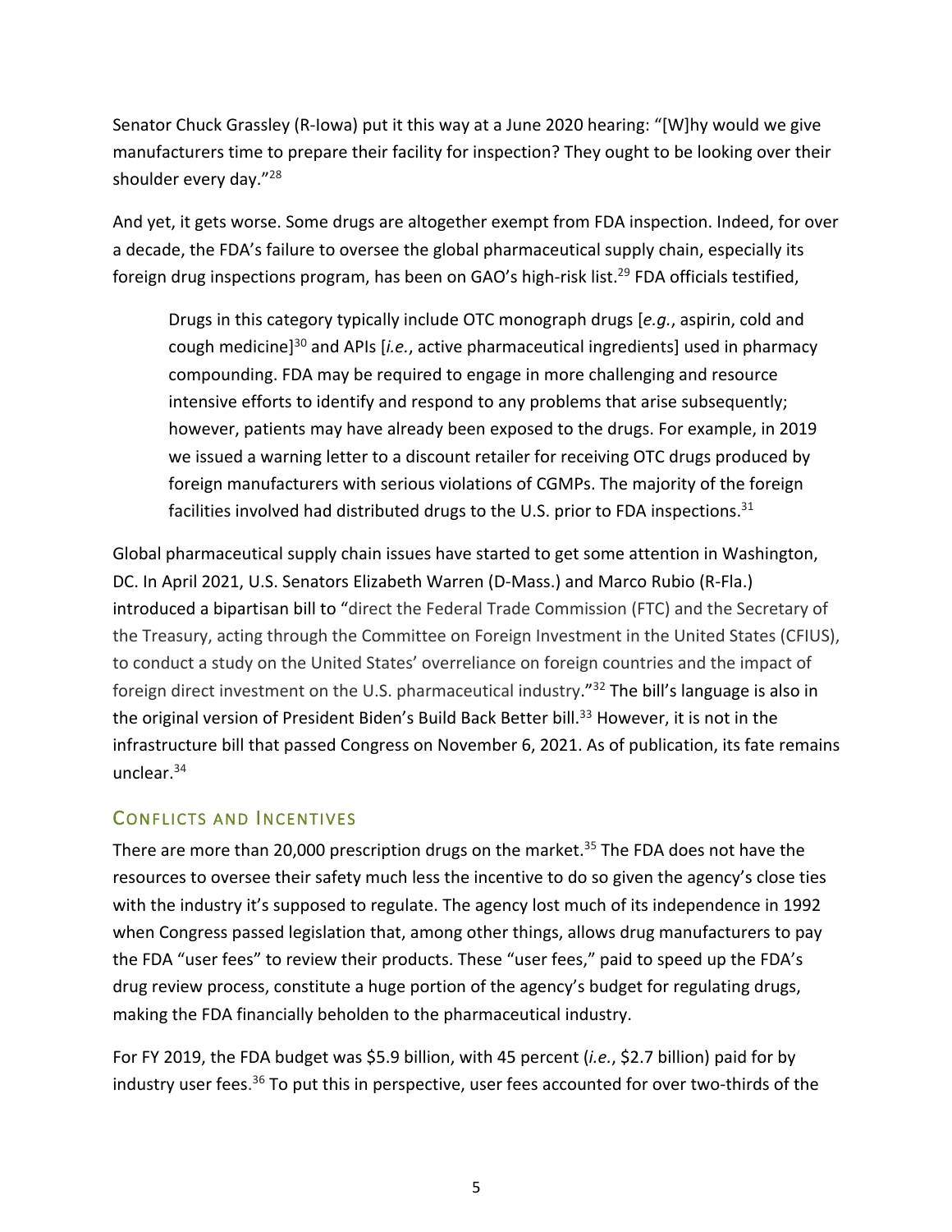Senator Chuck Grassley (R-Iowa) put it this way at a June 2020 hearing: "[W]hy would we give manufacturers time to prepare their facility for inspection? They ought to be looking over their shoulder every day."[28]

And yet, it gets worse. Some drugs are altogether exempt from FDA inspection. Indeed, for over a decade, the FDA's failure to oversee the global pharmaceutical supply chain, especially its foreign drug inspections program, has been on GAO's high-risk list.[29] FDA officials testified,

> Drugs in this category typically include OTC monograph drugs [*e.g.*, aspirin, cold and cough medicine][30] and APIs [*i.e.*, active pharmaceutical ingredients] used in pharmacy compounding. FDA may be required to engage in more challenging and resource intensive efforts to identify and respond to any problems that arise subsequently; however, patients may have already been exposed to the drugs. For example, in 2019 we issued a warning letter to a discount retailer for receiving OTC drugs produced by foreign manufacturers with serious violations of CGMPs. The majority of the foreign facilities involved had distributed drugs to the U.S. prior to FDA inspections.[31]

Global pharmaceutical supply chain issues have started to get some attention in Washington, DC. In April 2021, U.S. Senators Elizabeth Warren (D-Mass.) and Marco Rubio (R-Fla.) introduced a bipartisan bill to "direct the Federal Trade Commission (FTC) and the Secretary of the Treasury, acting through the Committee on Foreign Investment in the United States (CFIUS), to conduct a study on the United States' overreliance on foreign countries and the impact of foreign direct investment on the U.S. pharmaceutical industry."[32] The bill's language is also in the original version of President Biden's Build Back Better bill.[33] However, it is not in the infrastructure bill that passed Congress on November 6, 2021. As of publication, its fate remains unclear.[34]

## Conflicts and Incentives

There are more than 20,000 prescription drugs on the market.[35] The FDA does not have the resources to oversee their safety much less the incentive to do so given the agency's close ties with the industry it's supposed to regulate. The agency lost much of its independence in 1992 when Congress passed legislation that, among other things, allows drug manufacturers to pay the FDA "user fees" to review their products. These "user fees," paid to speed up the FDA's drug review process, constitute a huge portion of the agency's budget for regulating drugs, making the FDA financially beholden to the pharmaceutical industry.

For FY 2019, the FDA budget was $5.9 billion, with 45 percent (*i.e.*, $2.7 billion) paid for by industry user fees.[36] To put this in perspective, user fees accounted for over two-thirds of the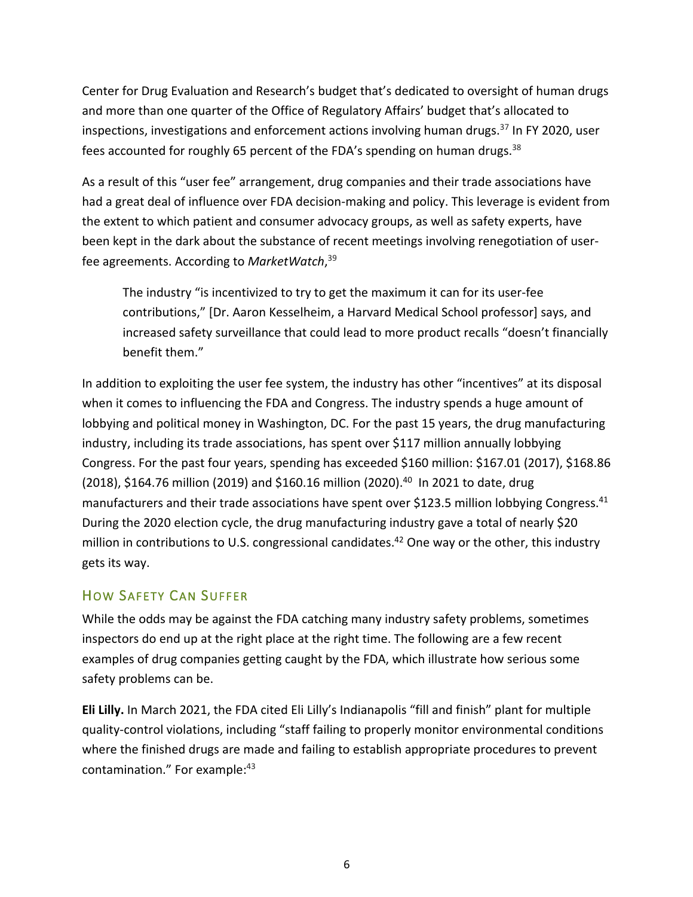Center for Drug Evaluation and Research's budget that's dedicated to oversight of human drugs and more than one quarter of the Office of Regulatory Affairs' budget that's allocated to inspections, investigations and enforcement actions involving human drugs.[37] In FY 2020, user fees accounted for roughly 65 percent of the FDA's spending on human drugs.[38]

As a result of this "user fee" arrangement, drug companies and their trade associations have had a great deal of influence over FDA decision-making and policy. This leverage is evident from the extent to which patient and consumer advocacy groups, as well as safety experts, have been kept in the dark about the substance of recent meetings involving renegotiation of user-fee agreements. According to *MarketWatch*,[39]

> The industry "is incentivized to try to get the maximum it can for its user-fee contributions," [Dr. Aaron Kesselheim, a Harvard Medical School professor] says, and increased safety surveillance that could lead to more product recalls "doesn't financially benefit them."

In addition to exploiting the user fee system, the industry has other "incentives" at its disposal when it comes to influencing the FDA and Congress. The industry spends a huge amount of lobbying and political money in Washington, DC. For the past 15 years, the drug manufacturing industry, including its trade associations, has spent over $117 million annually lobbying Congress. For the past four years, spending has exceeded $160 million: $167.01 (2017), $168.86 (2018), $164.76 million (2019) and $160.16 million (2020).[40] In 2021 to date, drug manufacturers and their trade associations have spent over $123.5 million lobbying Congress.[41] During the 2020 election cycle, the drug manufacturing industry gave a total of nearly $20 million in contributions to U.S. congressional candidates.[42] One way or the other, this industry gets its way.

## How Safety Can Suffer

While the odds may be against the FDA catching many industry safety problems, sometimes inspectors do end up at the right place at the right time. The following are a few recent examples of drug companies getting caught by the FDA, which illustrate how serious some safety problems can be.

**Eli Lilly.** In March 2021, the FDA cited Eli Lilly's Indianapolis "fill and finish" plant for multiple quality-control violations, including "staff failing to properly monitor environmental conditions where the finished drugs are made and failing to establish appropriate procedures to prevent contamination." For example:[43]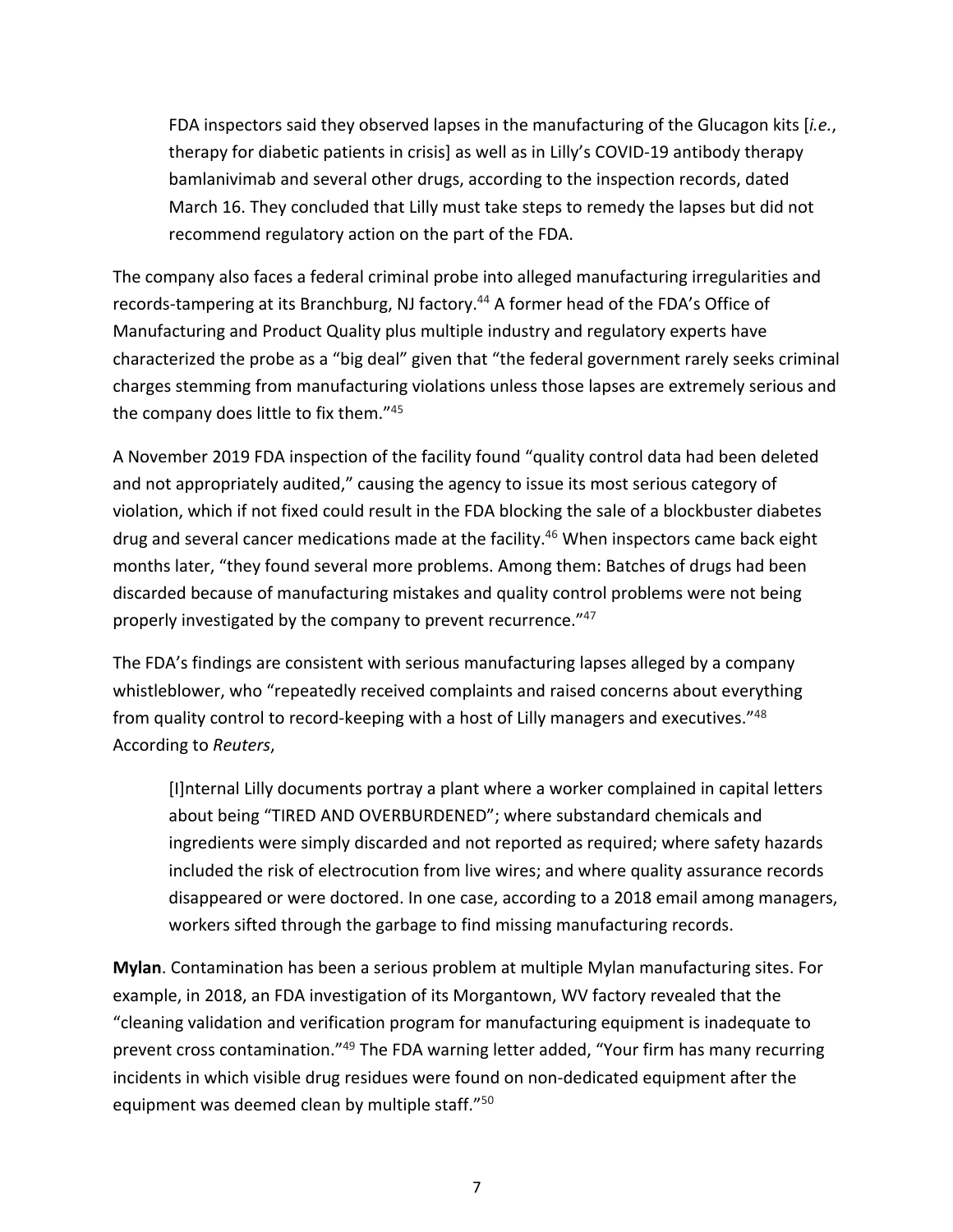> FDA inspectors said they observed lapses in the manufacturing of the Glucagon kits [*i.e.*, therapy for diabetic patients in crisis] as well as in Lilly's COVID-19 antibody therapy bamlanivimab and several other drugs, according to the inspection records, dated March 16. They concluded that Lilly must take steps to remedy the lapses but did not recommend regulatory action on the part of the FDA.

The company also faces a federal criminal probe into alleged manufacturing irregularities and records-tampering at its Branchburg, NJ factory.[44] A former head of the FDA's Office of Manufacturing and Product Quality plus multiple industry and regulatory experts have characterized the probe as a "big deal" given that "the federal government rarely seeks criminal charges stemming from manufacturing violations unless those lapses are extremely serious and the company does little to fix them."[45]

A November 2019 FDA inspection of the facility found "quality control data had been deleted and not appropriately audited," causing the agency to issue its most serious category of violation, which if not fixed could result in the FDA blocking the sale of a blockbuster diabetes drug and several cancer medications made at the facility.[46] When inspectors came back eight months later, "they found several more problems. Among them: Batches of drugs had been discarded because of manufacturing mistakes and quality control problems were not being properly investigated by the company to prevent recurrence."[47]

The FDA's findings are consistent with serious manufacturing lapses alleged by a company whistleblower, who "repeatedly received complaints and raised concerns about everything from quality control to record-keeping with a host of Lilly managers and executives."[48] According to *Reuters*,

> [I]nternal Lilly documents portray a plant where a worker complained in capital letters about being "TIRED AND OVERBURDENED"; where substandard chemicals and ingredients were simply discarded and not reported as required; where safety hazards included the risk of electrocution from live wires; and where quality assurance records disappeared or were doctored. In one case, according to a 2018 email among managers, workers sifted through the garbage to find missing manufacturing records.

**Mylan**. Contamination has been a serious problem at multiple Mylan manufacturing sites. For example, in 2018, an FDA investigation of its Morgantown, WV factory revealed that the "cleaning validation and verification program for manufacturing equipment is inadequate to prevent cross contamination."[49] The FDA warning letter added, "Your firm has many recurring incidents in which visible drug residues were found on non-dedicated equipment after the equipment was deemed clean by multiple staff."[50]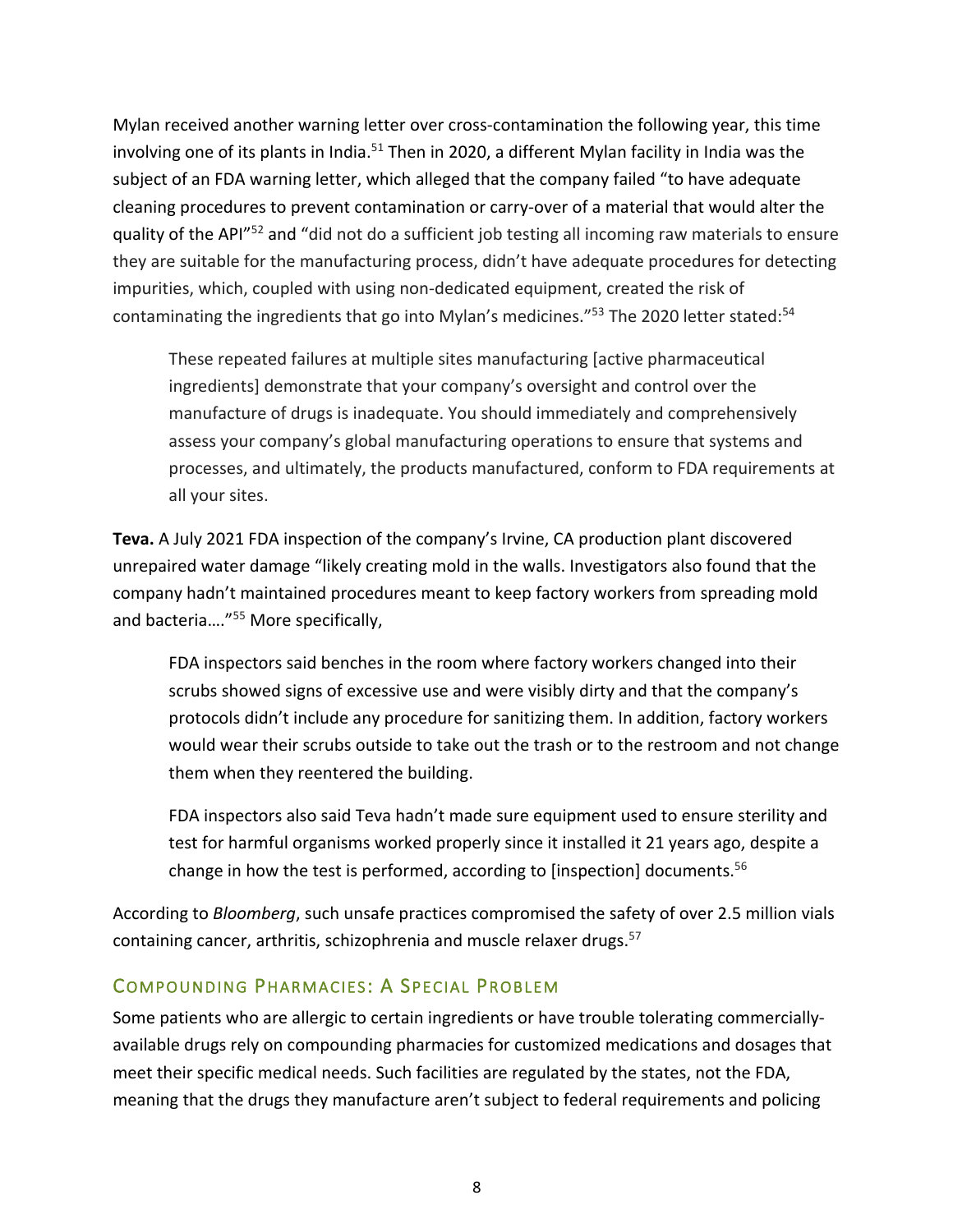Mylan received another warning letter over cross-contamination the following year, this time involving one of its plants in India.[51] Then in 2020, a different Mylan facility in India was the subject of an FDA warning letter, which alleged that the company failed "to have adequate cleaning procedures to prevent contamination or carry-over of a material that would alter the quality of the API"[52] and "did not do a sufficient job testing all incoming raw materials to ensure they are suitable for the manufacturing process, didn't have adequate procedures for detecting impurities, which, coupled with using non-dedicated equipment, created the risk of contaminating the ingredients that go into Mylan's medicines."[53] The 2020 letter stated:[54]

> These repeated failures at multiple sites manufacturing [active pharmaceutical ingredients] demonstrate that your company's oversight and control over the manufacture of drugs is inadequate. You should immediately and comprehensively assess your company's global manufacturing operations to ensure that systems and processes, and ultimately, the products manufactured, conform to FDA requirements at all your sites.

**Teva.** A July 2021 FDA inspection of the company's Irvine, CA production plant discovered unrepaired water damage "likely creating mold in the walls. Investigators also found that the company hadn't maintained procedures meant to keep factory workers from spreading mold and bacteria…."[55] More specifically,

> FDA inspectors said benches in the room where factory workers changed into their scrubs showed signs of excessive use and were visibly dirty and that the company's protocols didn't include any procedure for sanitizing them. In addition, factory workers would wear their scrubs outside to take out the trash or to the restroom and not change them when they reentered the building.
>
> FDA inspectors also said Teva hadn't made sure equipment used to ensure sterility and test for harmful organisms worked properly since it installed it 21 years ago, despite a change in how the test is performed, according to [inspection] documents.[56]

According to *Bloomberg*, such unsafe practices compromised the safety of over 2.5 million vials containing cancer, arthritis, schizophrenia and muscle relaxer drugs.[57]

## Compounding Pharmacies: A Special Problem

Some patients who are allergic to certain ingredients or have trouble tolerating commercially-available drugs rely on compounding pharmacies for customized medications and dosages that meet their specific medical needs. Such facilities are regulated by the states, not the FDA, meaning that the drugs they manufacture aren't subject to federal requirements and policing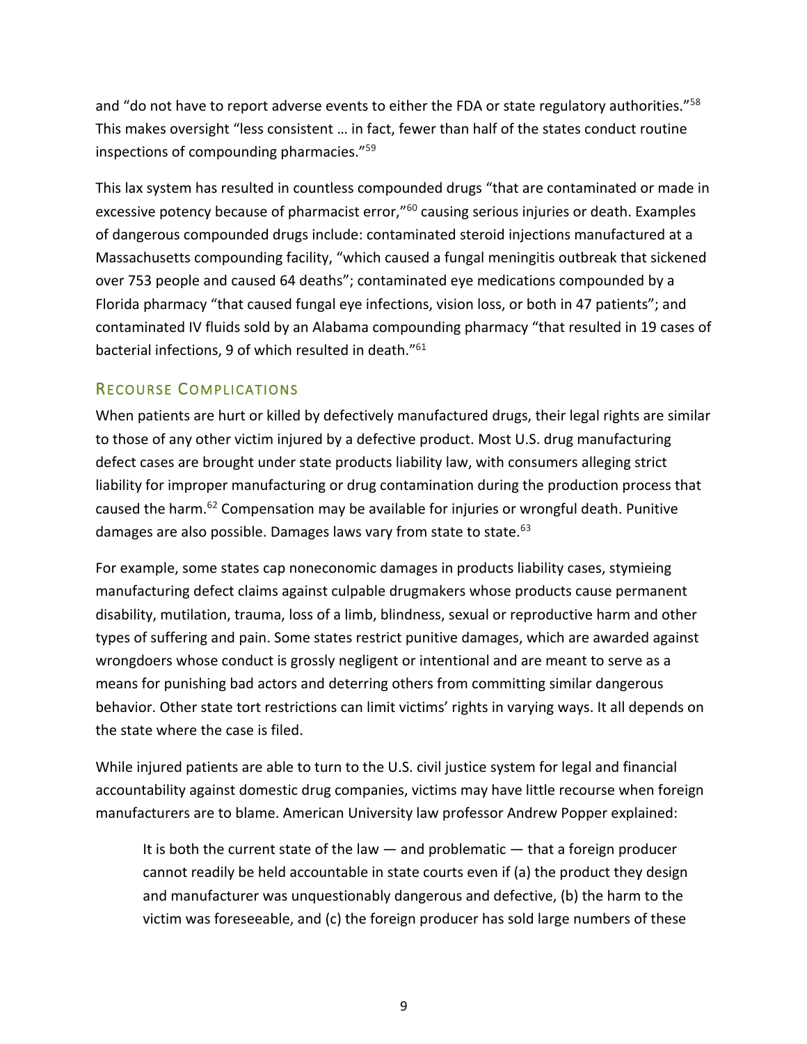and “do not have to report adverse events to either the FDA or state regulatory authorities.”[58] This makes oversight “less consistent … in fact, fewer than half of the states conduct routine inspections of compounding pharmacies.”[59]

This lax system has resulted in countless compounded drugs “that are contaminated or made in excessive potency because of pharmacist error,”[60] causing serious injuries or death. Examples of dangerous compounded drugs include: contaminated steroid injections manufactured at a Massachusetts compounding facility, “which caused a fungal meningitis outbreak that sickened over 753 people and caused 64 deaths”; contaminated eye medications compounded by a Florida pharmacy “that caused fungal eye infections, vision loss, or both in 47 patients”; and contaminated IV fluids sold by an Alabama compounding pharmacy “that resulted in 19 cases of bacterial infections, 9 of which resulted in death.”[61]

## Recourse Complications

When patients are hurt or killed by defectively manufactured drugs, their legal rights are similar to those of any other victim injured by a defective product. Most U.S. drug manufacturing defect cases are brought under state products liability law, with consumers alleging strict liability for improper manufacturing or drug contamination during the production process that caused the harm.[62] Compensation may be available for injuries or wrongful death. Punitive damages are also possible. Damages laws vary from state to state.[63]

For example, some states cap noneconomic damages in products liability cases, stymieing manufacturing defect claims against culpable drugmakers whose products cause permanent disability, mutilation, trauma, loss of a limb, blindness, sexual or reproductive harm and other types of suffering and pain. Some states restrict punitive damages, which are awarded against wrongdoers whose conduct is grossly negligent or intentional and are meant to serve as a means for punishing bad actors and deterring others from committing similar dangerous behavior. Other state tort restrictions can limit victims’ rights in varying ways. It all depends on the state where the case is filed.

While injured patients are able to turn to the U.S. civil justice system for legal and financial accountability against domestic drug companies, victims may have little recourse when foreign manufacturers are to blame. American University law professor Andrew Popper explained:

> It is both the current state of the law — and problematic — that a foreign producer cannot readily be held accountable in state courts even if (a) the product they design and manufacturer was unquestionably dangerous and defective, (b) the harm to the victim was foreseeable, and (c) the foreign producer has sold large numbers of these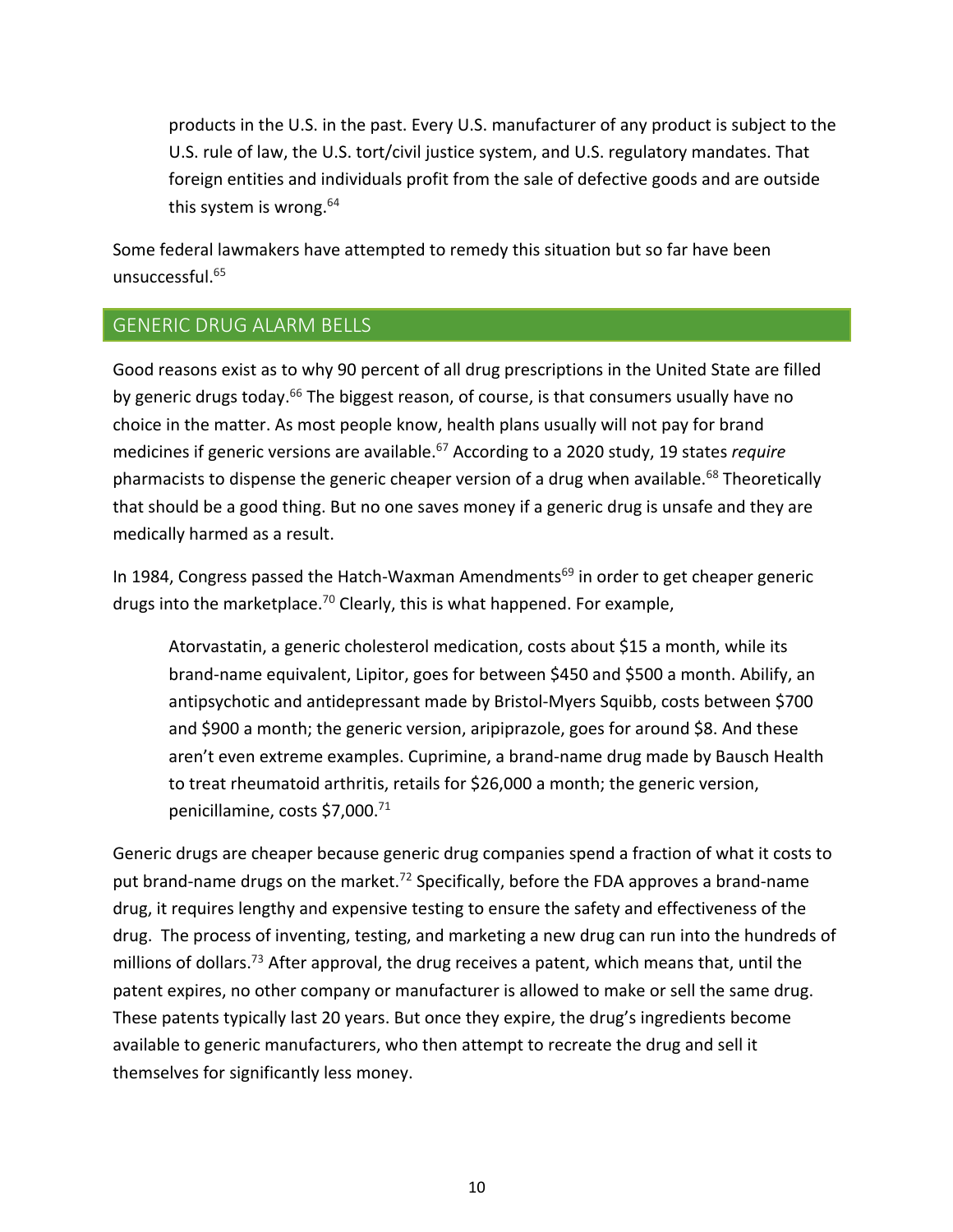> products in the U.S. in the past. Every U.S. manufacturer of any product is subject to the U.S. rule of law, the U.S. tort/civil justice system, and U.S. regulatory mandates. That foreign entities and individuals profit from the sale of defective goods and are outside this system is wrong.[64]

Some federal lawmakers have attempted to remedy this situation but so far have been unsuccessful.[65]

## GENERIC DRUG ALARM BELLS

Good reasons exist as to why 90 percent of all drug prescriptions in the United State are filled by generic drugs today.[66] The biggest reason, of course, is that consumers usually have no choice in the matter. As most people know, health plans usually will not pay for brand medicines if generic versions are available.[67] According to a 2020 study, 19 states *require* pharmacists to dispense the generic cheaper version of a drug when available.[68] Theoretically that should be a good thing. But no one saves money if a generic drug is unsafe and they are medically harmed as a result.

In 1984, Congress passed the Hatch-Waxman Amendments[69] in order to get cheaper generic drugs into the marketplace.[70] Clearly, this is what happened. For example,

> Atorvastatin, a generic cholesterol medication, costs about $15 a month, while its brand-name equivalent, Lipitor, goes for between $450 and $500 a month. Abilify, an antipsychotic and antidepressant made by Bristol-Myers Squibb, costs between $700 and $900 a month; the generic version, aripiprazole, goes for around $8. And these aren't even extreme examples. Cuprimine, a brand-name drug made by Bausch Health to treat rheumatoid arthritis, retails for $26,000 a month; the generic version, penicillamine, costs $7,000.[71]

Generic drugs are cheaper because generic drug companies spend a fraction of what it costs to put brand-name drugs on the market.[72] Specifically, before the FDA approves a brand-name drug, it requires lengthy and expensive testing to ensure the safety and effectiveness of the drug. The process of inventing, testing, and marketing a new drug can run into the hundreds of millions of dollars.[73] After approval, the drug receives a patent, which means that, until the patent expires, no other company or manufacturer is allowed to make or sell the same drug. These patents typically last 20 years. But once they expire, the drug's ingredients become available to generic manufacturers, who then attempt to recreate the drug and sell it themselves for significantly less money.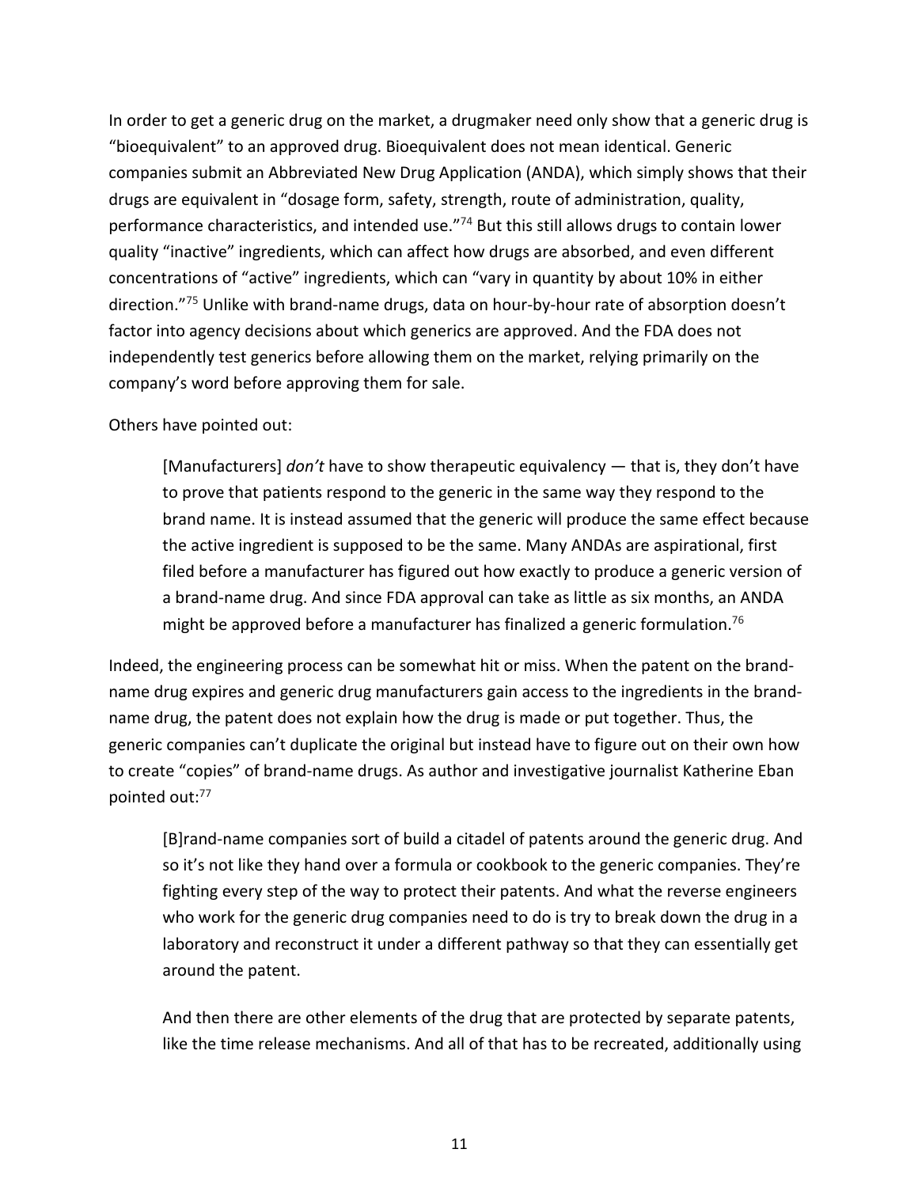In order to get a generic drug on the market, a drugmaker need only show that a generic drug is "bioequivalent" to an approved drug. Bioequivalent does not mean identical. Generic companies submit an Abbreviated New Drug Application (ANDA), which simply shows that their drugs are equivalent in "dosage form, safety, strength, route of administration, quality, performance characteristics, and intended use."[74] But this still allows drugs to contain lower quality "inactive" ingredients, which can affect how drugs are absorbed, and even different concentrations of "active" ingredients, which can "vary in quantity by about 10% in either direction."[75] Unlike with brand-name drugs, data on hour-by-hour rate of absorption doesn't factor into agency decisions about which generics are approved. And the FDA does not independently test generics before allowing them on the market, relying primarily on the company's word before approving them for sale.

Others have pointed out:

> [Manufacturers] *don't* have to show therapeutic equivalency — that is, they don't have to prove that patients respond to the generic in the same way they respond to the brand name. It is instead assumed that the generic will produce the same effect because the active ingredient is supposed to be the same. Many ANDAs are aspirational, first filed before a manufacturer has figured out how exactly to produce a generic version of a brand-name drug. And since FDA approval can take as little as six months, an ANDA might be approved before a manufacturer has finalized a generic formulation.[76]

Indeed, the engineering process can be somewhat hit or miss. When the patent on the brand-name drug expires and generic drug manufacturers gain access to the ingredients in the brand-name drug, the patent does not explain how the drug is made or put together. Thus, the generic companies can't duplicate the original but instead have to figure out on their own how to create "copies" of brand-name drugs. As author and investigative journalist Katherine Eban pointed out:[77]

> [B]rand-name companies sort of build a citadel of patents around the generic drug. And so it's not like they hand over a formula or cookbook to the generic companies. They're fighting every step of the way to protect their patents. And what the reverse engineers who work for the generic drug companies need to do is try to break down the drug in a laboratory and reconstruct it under a different pathway so that they can essentially get around the patent.
>
> And then there are other elements of the drug that are protected by separate patents, like the time release mechanisms. And all of that has to be recreated, additionally using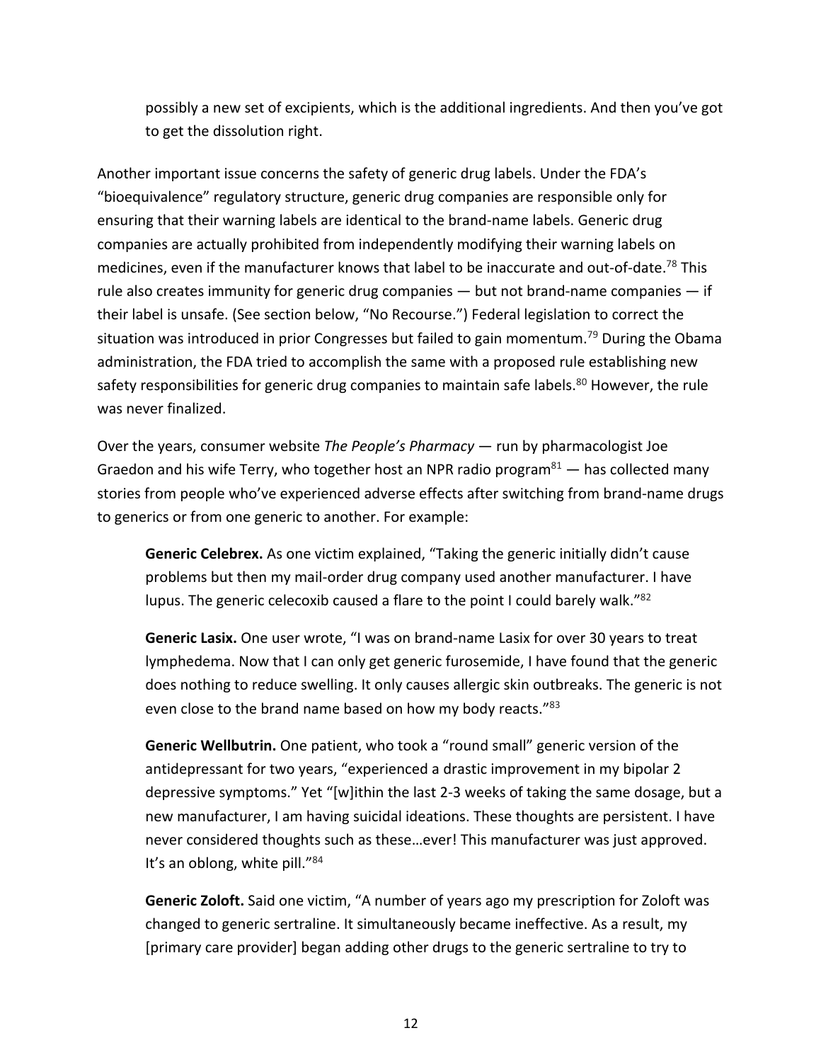possibly a new set of excipients, which is the additional ingredients. And then you've got to get the dissolution right.

Another important issue concerns the safety of generic drug labels. Under the FDA's "bioequivalence" regulatory structure, generic drug companies are responsible only for ensuring that their warning labels are identical to the brand-name labels. Generic drug companies are actually prohibited from independently modifying their warning labels on medicines, even if the manufacturer knows that label to be inaccurate and out-of-date.[78] This rule also creates immunity for generic drug companies — but not brand-name companies — if their label is unsafe. (See section below, "No Recourse.") Federal legislation to correct the situation was introduced in prior Congresses but failed to gain momentum.[79] During the Obama administration, the FDA tried to accomplish the same with a proposed rule establishing new safety responsibilities for generic drug companies to maintain safe labels.[80] However, the rule was never finalized.

Over the years, consumer website *The People's Pharmacy* — run by pharmacologist Joe Graedon and his wife Terry, who together host an NPR radio program[81] — has collected many stories from people who've experienced adverse effects after switching from brand-name drugs to generics or from one generic to another. For example:

> **Generic Celebrex.** As one victim explained, "Taking the generic initially didn't cause problems but then my mail-order drug company used another manufacturer. I have lupus. The generic celecoxib caused a flare to the point I could barely walk."[82]
>
> **Generic Lasix.** One user wrote, "I was on brand-name Lasix for over 30 years to treat lymphedema. Now that I can only get generic furosemide, I have found that the generic does nothing to reduce swelling. It only causes allergic skin outbreaks. The generic is not even close to the brand name based on how my body reacts."[83]
>
> **Generic Wellbutrin.** One patient, who took a "round small" generic version of the antidepressant for two years, "experienced a drastic improvement in my bipolar 2 depressive symptoms." Yet "[w]ithin the last 2-3 weeks of taking the same dosage, but a new manufacturer, I am having suicidal ideations. These thoughts are persistent. I have never considered thoughts such as these…ever! This manufacturer was just approved. It's an oblong, white pill."[84]
>
> **Generic Zoloft.** Said one victim, "A number of years ago my prescription for Zoloft was changed to generic sertraline. It simultaneously became ineffective. As a result, my [primary care provider] began adding other drugs to the generic sertraline to try to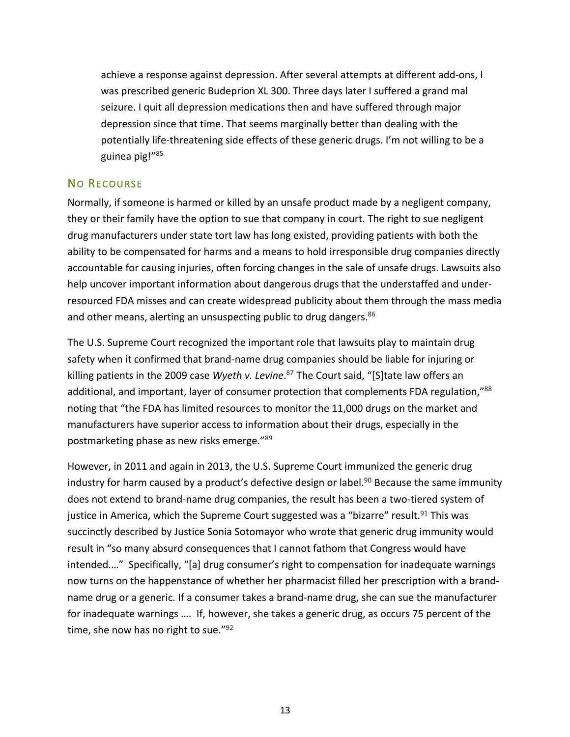achieve a response against depression. After several attempts at different add-ons, I was prescribed generic Budeprion XL 300. Three days later I suffered a grand mal seizure. I quit all depression medications then and have suffered through major depression since that time. That seems marginally better than dealing with the potentially life-threatening side effects of these generic drugs. I'm not willing to be a guinea pig!"[85]

## No Recourse

Normally, if someone is harmed or killed by an unsafe product made by a negligent company, they or their family have the option to sue that company in court. The right to sue negligent drug manufacturers under state tort law has long existed, providing patients with both the ability to be compensated for harms and a means to hold irresponsible drug companies directly accountable for causing injuries, often forcing changes in the sale of unsafe drugs. Lawsuits also help uncover important information about dangerous drugs that the understaffed and under-resourced FDA misses and can create widespread publicity about them through the mass media and other means, alerting an unsuspecting public to drug dangers.[86]

The U.S. Supreme Court recognized the important role that lawsuits play to maintain drug safety when it confirmed that brand-name drug companies should be liable for injuring or killing patients in the 2009 case *Wyeth v. Levine*.[87] The Court said, "[S]tate law offers an additional, and important, layer of consumer protection that complements FDA regulation,"[88] noting that "the FDA has limited resources to monitor the 11,000 drugs on the market and manufacturers have superior access to information about their drugs, especially in the postmarketing phase as new risks emerge."[89]

However, in 2011 and again in 2013, the U.S. Supreme Court immunized the generic drug industry for harm caused by a product's defective design or label.[90] Because the same immunity does not extend to brand-name drug companies, the result has been a two-tiered system of justice in America, which the Supreme Court suggested was a "bizarre" result.[91] This was succinctly described by Justice Sonia Sotomayor who wrote that generic drug immunity would result in "so many absurd consequences that I cannot fathom that Congress would have intended...." Specifically, "[a] drug consumer's right to compensation for inadequate warnings now turns on the happenstance of whether her pharmacist filled her prescription with a brand-name drug or a generic. If a consumer takes a brand-name drug, she can sue the manufacturer for inadequate warnings .... If, however, she takes a generic drug, as occurs 75 percent of the time, she now has no right to sue."[92]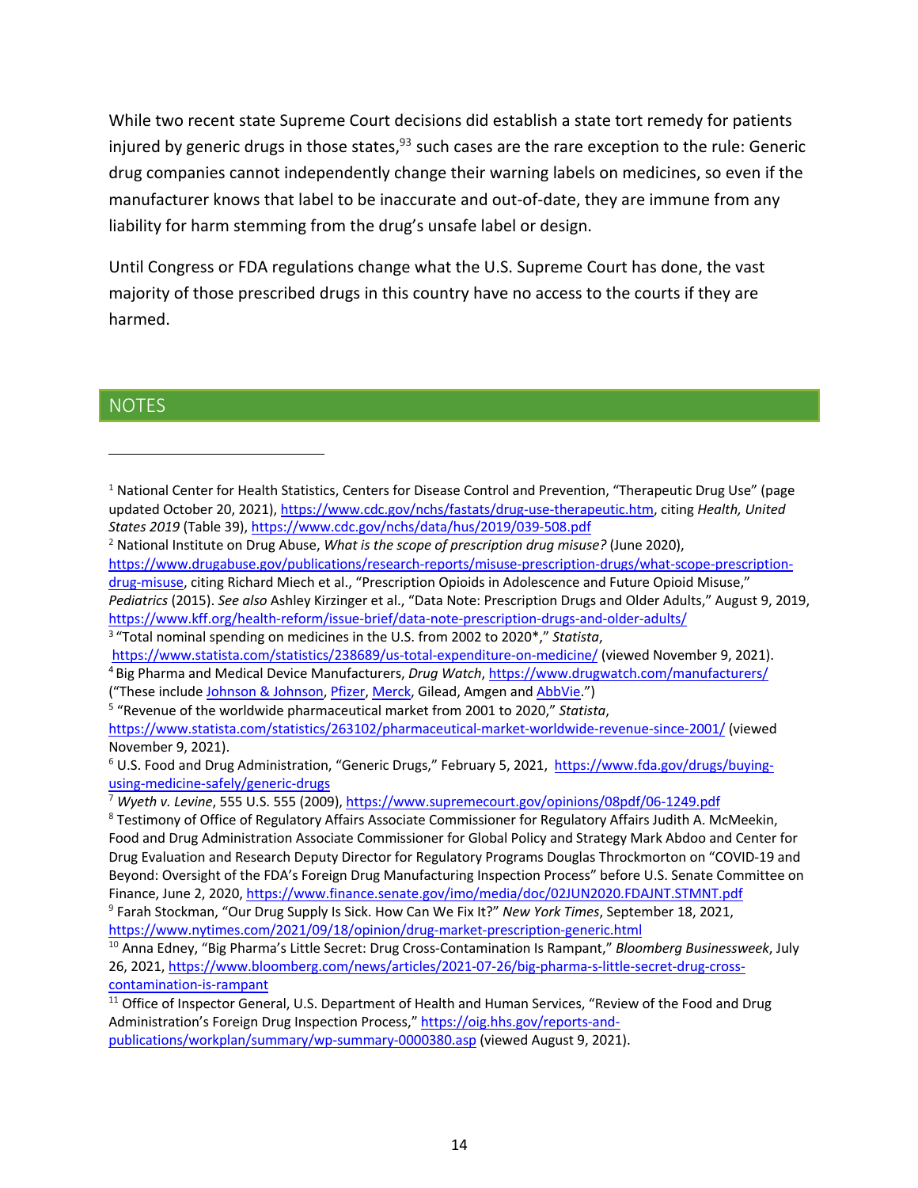While two recent state Supreme Court decisions did establish a state tort remedy for patients injured by generic drugs in those states,[93] such cases are the rare exception to the rule: Generic drug companies cannot independently change their warning labels on medicines, so even if the manufacturer knows that label to be inaccurate and out-of-date, they are immune from any liability for harm stemming from the drug's unsafe label or design.

Until Congress or FDA regulations change what the U.S. Supreme Court has done, the vast majority of those prescribed drugs in this country have no access to the courts if they are harmed.

## NOTES

---

[1] National Center for Health Statistics, Centers for Disease Control and Prevention, "Therapeutic Drug Use" (page updated October 20, 2021), https://www.cdc.gov/nchs/fastats/drug-use-therapeutic.htm, citing *Health, United States 2019* (Table 39), https://www.cdc.gov/nchs/data/hus/2019/039-508.pdf

[2] National Institute on Drug Abuse, *What is the scope of prescription drug misuse?* (June 2020), https://www.drugabuse.gov/publications/research-reports/misuse-prescription-drugs/what-scope-prescription-drug-misuse, citing Richard Miech et al., "Prescription Opioids in Adolescence and Future Opioid Misuse," *Pediatrics* (2015). *See also* Ashley Kirzinger et al., "Data Note: Prescription Drugs and Older Adults," August 9, 2019, https://www.kff.org/health-reform/issue-brief/data-note-prescription-drugs-and-older-adults/

[3] "Total nominal spending on medicines in the U.S. from 2002 to 2020*," *Statista*, https://www.statista.com/statistics/238689/us-total-expenditure-on-medicine/ (viewed November 9, 2021).

[4] Big Pharma and Medical Device Manufacturers, *Drug Watch*, https://www.drugwatch.com/manufacturers/ ("These include Johnson & Johnson, Pfizer, Merck, Gilead, Amgen and AbbVie.")

[5] "Revenue of the worldwide pharmaceutical market from 2001 to 2020," *Statista*, https://www.statista.com/statistics/263102/pharmaceutical-market-worldwide-revenue-since-2001/ (viewed November 9, 2021).

[6] U.S. Food and Drug Administration, "Generic Drugs," February 5, 2021, https://www.fda.gov/drugs/buying-using-medicine-safely/generic-drugs

[7] *Wyeth v. Levine*, 555 U.S. 555 (2009), https://www.supremecourt.gov/opinions/08pdf/06-1249.pdf

[8] Testimony of Office of Regulatory Affairs Associate Commissioner for Regulatory Affairs Judith A. McMeekin, Food and Drug Administration Associate Commissioner for Global Policy and Strategy Mark Abdoo and Center for Drug Evaluation and Research Deputy Director for Regulatory Programs Douglas Throckmorton on "COVID-19 and Beyond: Oversight of the FDA's Foreign Drug Manufacturing Inspection Process" before U.S. Senate Committee on Finance, June 2, 2020, https://www.finance.senate.gov/imo/media/doc/02JUN2020.FDAJNT.STMNT.pdf

[9] Farah Stockman, "Our Drug Supply Is Sick. How Can We Fix It?" *New York Times*, September 18, 2021, https://www.nytimes.com/2021/09/18/opinion/drug-market-prescription-generic.html

[10] Anna Edney, "Big Pharma's Little Secret: Drug Cross-Contamination Is Rampant," *Bloomberg Businessweek*, July 26, 2021, https://www.bloomberg.com/news/articles/2021-07-26/big-pharma-s-little-secret-drug-cross-contamination-is-rampant

[11] Office of Inspector General, U.S. Department of Health and Human Services, "Review of the Food and Drug Administration's Foreign Drug Inspection Process," https://oig.hhs.gov/reports-and-publications/workplan/summary/wp-summary-0000380.asp (viewed August 9, 2021).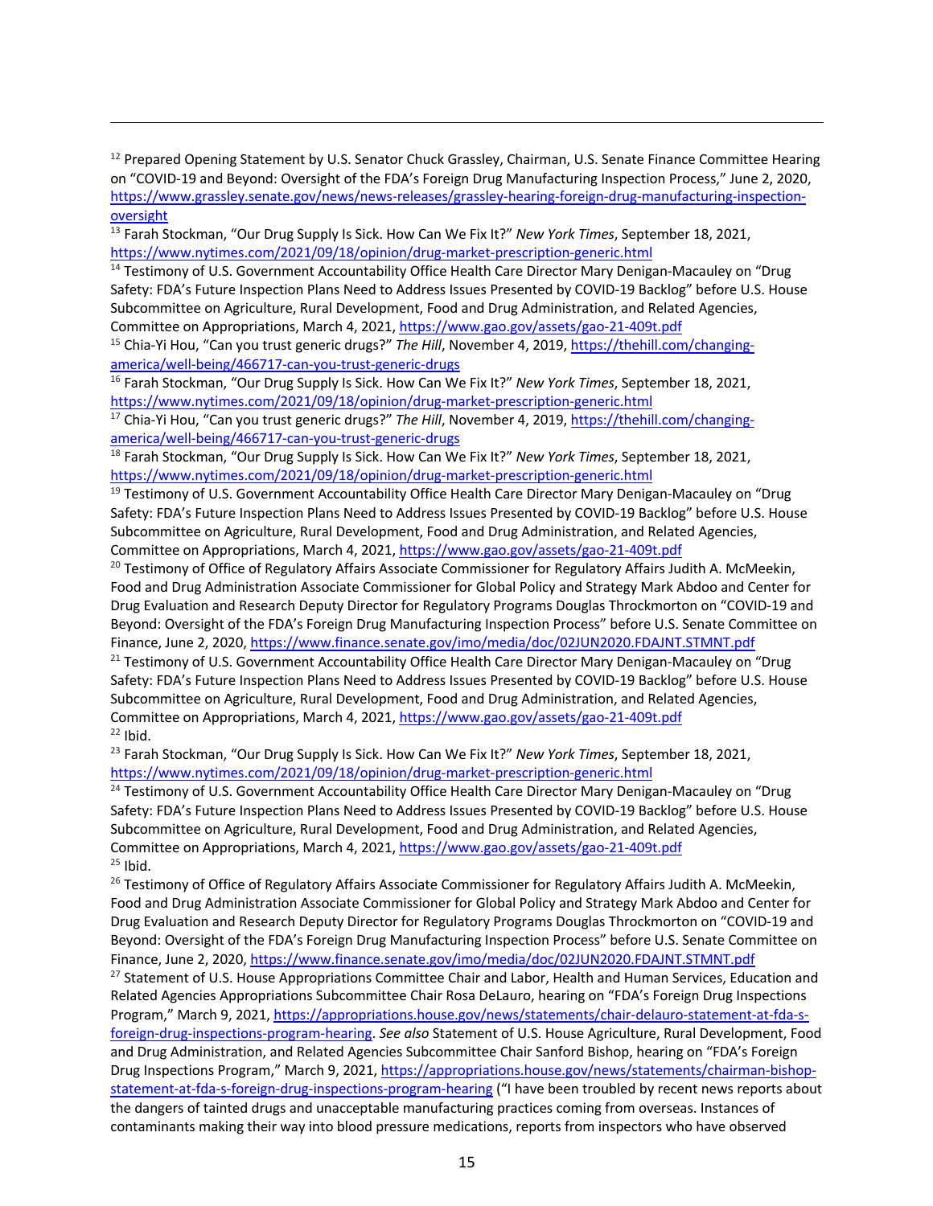[12] Prepared Opening Statement by U.S. Senator Chuck Grassley, Chairman, U.S. Senate Finance Committee Hearing on "COVID-19 and Beyond: Oversight of the FDA's Foreign Drug Manufacturing Inspection Process," June 2, 2020, https://www.grassley.senate.gov/news/news-releases/grassley-hearing-foreign-drug-manufacturing-inspection-oversight

[13] Farah Stockman, "Our Drug Supply Is Sick. How Can We Fix It?" *New York Times*, September 18, 2021, https://www.nytimes.com/2021/09/18/opinion/drug-market-prescription-generic.html

[14] Testimony of U.S. Government Accountability Office Health Care Director Mary Denigan-Macauley on "Drug Safety: FDA's Future Inspection Plans Need to Address Issues Presented by COVID-19 Backlog" before U.S. House Subcommittee on Agriculture, Rural Development, Food and Drug Administration, and Related Agencies, Committee on Appropriations, March 4, 2021, https://www.gao.gov/assets/gao-21-409t.pdf

[15] Chia-Yi Hou, "Can you trust generic drugs?" *The Hill*, November 4, 2019, https://thehill.com/changing-america/well-being/466717-can-you-trust-generic-drugs

[16] Farah Stockman, "Our Drug Supply Is Sick. How Can We Fix It?" *New York Times*, September 18, 2021, https://www.nytimes.com/2021/09/18/opinion/drug-market-prescription-generic.html

[17] Chia-Yi Hou, "Can you trust generic drugs?" *The Hill*, November 4, 2019, https://thehill.com/changing-america/well-being/466717-can-you-trust-generic-drugs

[18] Farah Stockman, "Our Drug Supply Is Sick. How Can We Fix It?" *New York Times*, September 18, 2021, https://www.nytimes.com/2021/09/18/opinion/drug-market-prescription-generic.html

[19] Testimony of U.S. Government Accountability Office Health Care Director Mary Denigan-Macauley on "Drug Safety: FDA's Future Inspection Plans Need to Address Issues Presented by COVID-19 Backlog" before U.S. House Subcommittee on Agriculture, Rural Development, Food and Drug Administration, and Related Agencies, Committee on Appropriations, March 4, 2021, https://www.gao.gov/assets/gao-21-409t.pdf

[20] Testimony of Office of Regulatory Affairs Associate Commissioner for Regulatory Affairs Judith A. McMeekin, Food and Drug Administration Associate Commissioner for Global Policy and Strategy Mark Abdoo and Center for Drug Evaluation and Research Deputy Director for Regulatory Programs Douglas Throckmorton on "COVID-19 and Beyond: Oversight of the FDA's Foreign Drug Manufacturing Inspection Process" before U.S. Senate Committee on Finance, June 2, 2020, https://www.finance.senate.gov/imo/media/doc/02JUN2020.FDAJNT.STMNT.pdf

[21] Testimony of U.S. Government Accountability Office Health Care Director Mary Denigan-Macauley on "Drug Safety: FDA's Future Inspection Plans Need to Address Issues Presented by COVID-19 Backlog" before U.S. House Subcommittee on Agriculture, Rural Development, Food and Drug Administration, and Related Agencies, Committee on Appropriations, March 4, 2021, https://www.gao.gov/assets/gao-21-409t.pdf

[22] Ibid.

[23] Farah Stockman, "Our Drug Supply Is Sick. How Can We Fix It?" *New York Times*, September 18, 2021, https://www.nytimes.com/2021/09/18/opinion/drug-market-prescription-generic.html

[24] Testimony of U.S. Government Accountability Office Health Care Director Mary Denigan-Macauley on "Drug Safety: FDA's Future Inspection Plans Need to Address Issues Presented by COVID-19 Backlog" before U.S. House Subcommittee on Agriculture, Rural Development, Food and Drug Administration, and Related Agencies, Committee on Appropriations, March 4, 2021, https://www.gao.gov/assets/gao-21-409t.pdf

[25] Ibid.

[26] Testimony of Office of Regulatory Affairs Associate Commissioner for Regulatory Affairs Judith A. McMeekin, Food and Drug Administration Associate Commissioner for Global Policy and Strategy Mark Abdoo and Center for Drug Evaluation and Research Deputy Director for Regulatory Programs Douglas Throckmorton on "COVID-19 and Beyond: Oversight of the FDA's Foreign Drug Manufacturing Inspection Process" before U.S. Senate Committee on Finance, June 2, 2020, https://www.finance.senate.gov/imo/media/doc/02JUN2020.FDAJNT.STMNT.pdf

[27] Statement of U.S. House Appropriations Committee Chair and Labor, Health and Human Services, Education and Related Agencies Appropriations Subcommittee Chair Rosa DeLauro, hearing on "FDA's Foreign Drug Inspections Program," March 9, 2021, https://appropriations.house.gov/news/statements/chair-delauro-statement-at-fda-s-foreign-drug-inspections-program-hearing. *See also* Statement of U.S. House Agriculture, Rural Development, Food and Drug Administration, and Related Agencies Subcommittee Chair Sanford Bishop, hearing on "FDA's Foreign Drug Inspections Program," March 9, 2021, https://appropriations.house.gov/news/statements/chairman-bishop-statement-at-fda-s-foreign-drug-inspections-program-hearing ("I have been troubled by recent news reports about the dangers of tainted drugs and unacceptable manufacturing practices coming from overseas. Instances of contaminants making their way into blood pressure medications, reports from inspectors who have observed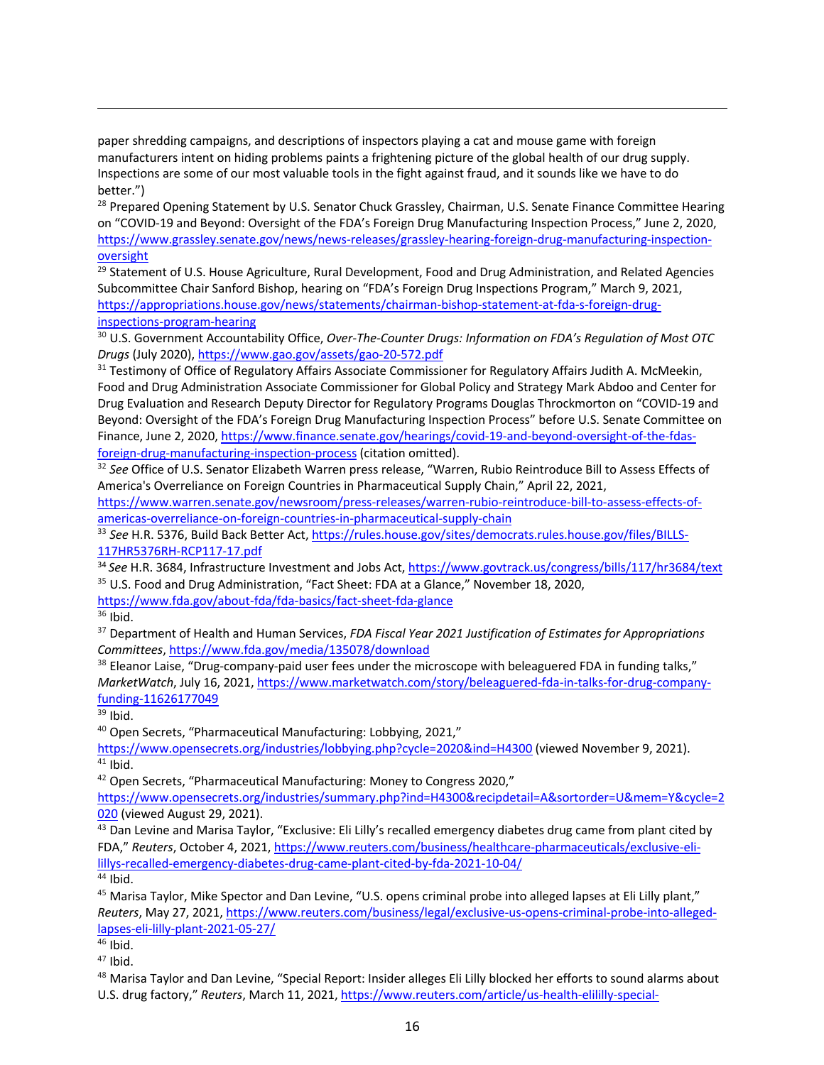paper shredding campaigns, and descriptions of inspectors playing a cat and mouse game with foreign manufacturers intent on hiding problems paints a frightening picture of the global health of our drug supply. Inspections are some of our most valuable tools in the fight against fraud, and it sounds like we have to do better.")

[28] Prepared Opening Statement by U.S. Senator Chuck Grassley, Chairman, U.S. Senate Finance Committee Hearing on "COVID-19 and Beyond: Oversight of the FDA's Foreign Drug Manufacturing Inspection Process," June 2, 2020, https://www.grassley.senate.gov/news/news-releases/grassley-hearing-foreign-drug-manufacturing-inspection-oversight

[29] Statement of U.S. House Agriculture, Rural Development, Food and Drug Administration, and Related Agencies Subcommittee Chair Sanford Bishop, hearing on "FDA's Foreign Drug Inspections Program," March 9, 2021, https://appropriations.house.gov/news/statements/chairman-bishop-statement-at-fda-s-foreign-drug-inspections-program-hearing

[30] U.S. Government Accountability Office, *Over-The-Counter Drugs: Information on FDA's Regulation of Most OTC Drugs* (July 2020), https://www.gao.gov/assets/gao-20-572.pdf

[31] Testimony of Office of Regulatory Affairs Associate Commissioner for Regulatory Affairs Judith A. McMeekin, Food and Drug Administration Associate Commissioner for Global Policy and Strategy Mark Abdoo and Center for Drug Evaluation and Research Deputy Director for Regulatory Programs Douglas Throckmorton on "COVID-19 and Beyond: Oversight of the FDA's Foreign Drug Manufacturing Inspection Process" before U.S. Senate Committee on Finance, June 2, 2020, https://www.finance.senate.gov/hearings/covid-19-and-beyond-oversight-of-the-fdas-foreign-drug-manufacturing-inspection-process (citation omitted).

[32] *See* Office of U.S. Senator Elizabeth Warren press release, "Warren, Rubio Reintroduce Bill to Assess Effects of America's Overreliance on Foreign Countries in Pharmaceutical Supply Chain," April 22, 2021, https://www.warren.senate.gov/newsroom/press-releases/warren-rubio-reintroduce-bill-to-assess-effects-of-americas-overreliance-on-foreign-countries-in-pharmaceutical-supply-chain

[33] *See* H.R. 5376, Build Back Better Act, https://rules.house.gov/sites/democrats.rules.house.gov/files/BILLS-117HR5376RH-RCP117-17.pdf

[34] *See* H.R. 3684, Infrastructure Investment and Jobs Act, https://www.govtrack.us/congress/bills/117/hr3684/text

[35] U.S. Food and Drug Administration, "Fact Sheet: FDA at a Glance," November 18, 2020, https://www.fda.gov/about-fda/fda-basics/fact-sheet-fda-glance

[36] Ibid.

[37] Department of Health and Human Services, *FDA Fiscal Year 2021 Justification of Estimates for Appropriations Committees*, https://www.fda.gov/media/135078/download

[38] Eleanor Laise, "Drug-company-paid user fees under the microscope with beleaguered FDA in funding talks," *MarketWatch*, July 16, 2021, https://www.marketwatch.com/story/beleaguered-fda-in-talks-for-drug-company-funding-11626177049

[39] Ibid.

[40] Open Secrets, "Pharmaceutical Manufacturing: Lobbying, 2021," https://www.opensecrets.org/industries/lobbying.php?cycle=2020&ind=H4300 (viewed November 9, 2021).

[41] Ibid.

[42] Open Secrets, "Pharmaceutical Manufacturing: Money to Congress 2020," https://www.opensecrets.org/industries/summary.php?ind=H4300&recipdetail=A&sortorder=U&mem=Y&cycle=2020 (viewed August 29, 2021).

[43] Dan Levine and Marisa Taylor, "Exclusive: Eli Lilly's recalled emergency diabetes drug came from plant cited by FDA," *Reuters*, October 4, 2021, https://www.reuters.com/business/healthcare-pharmaceuticals/exclusive-eli-lillys-recalled-emergency-diabetes-drug-came-plant-cited-by-fda-2021-10-04/

[44] Ibid.

[45] Marisa Taylor, Mike Spector and Dan Levine, "U.S. opens criminal probe into alleged lapses at Eli Lilly plant," *Reuters*, May 27, 2021, https://www.reuters.com/business/legal/exclusive-us-opens-criminal-probe-into-alleged-lapses-eli-lilly-plant-2021-05-27/

[46] Ibid.

[47] Ibid.

[48] Marisa Taylor and Dan Levine, "Special Report: Insider alleges Eli Lilly blocked her efforts to sound alarms about U.S. drug factory," *Reuters*, March 11, 2021, https://www.reuters.com/article/us-health-elililly-special-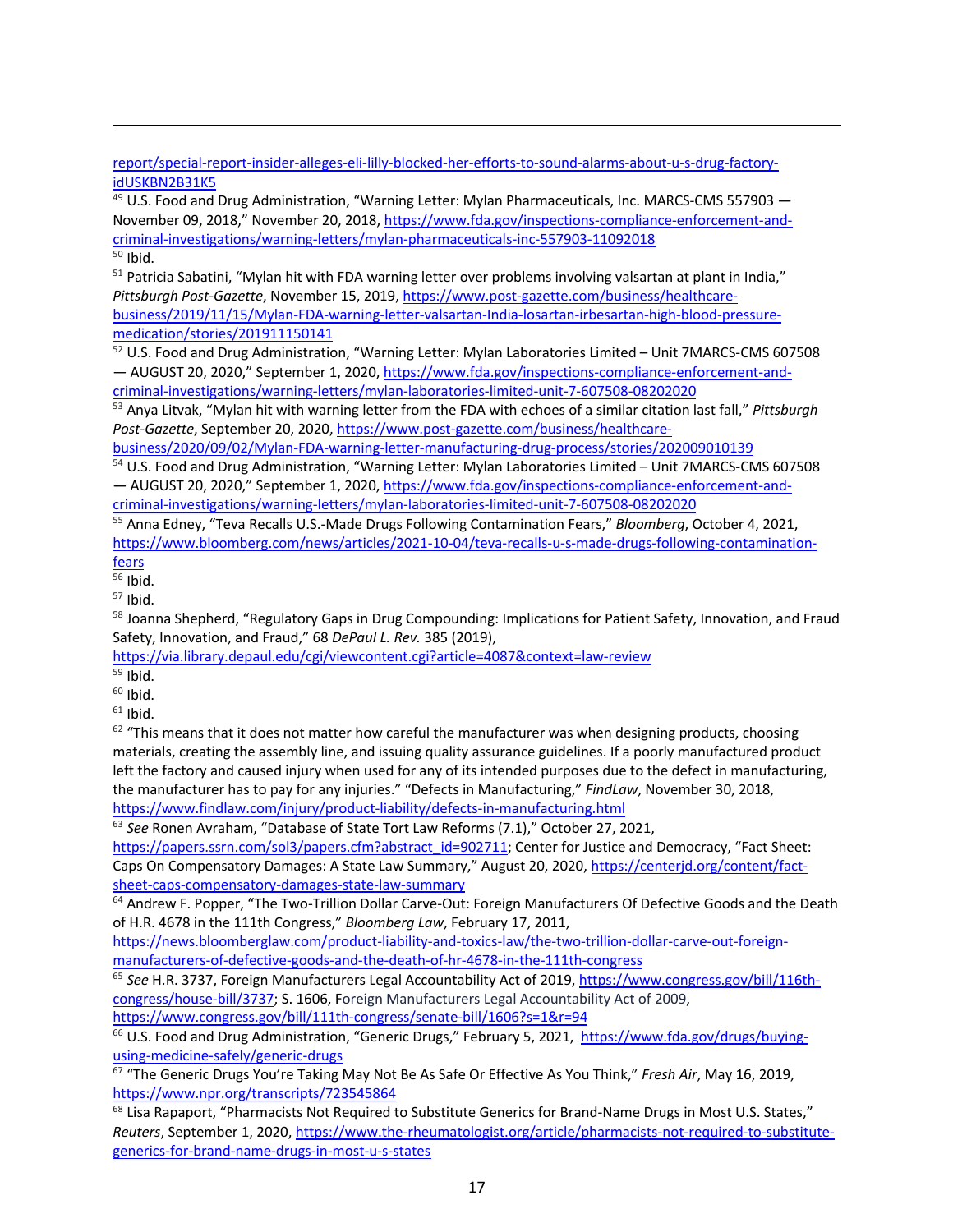report/special-report-insider-alleges-eli-lilly-blocked-her-efforts-to-sound-alarms-about-u-s-drug-factory-idUSKBN2B31K5

[49] U.S. Food and Drug Administration, "Warning Letter: Mylan Pharmaceuticals, Inc. MARCS-CMS 557903 — November 09, 2018," November 20, 2018, https://www.fda.gov/inspections-compliance-enforcement-and-criminal-investigations/warning-letters/mylan-pharmaceuticals-inc-557903-11092018

[50] Ibid.

[51] Patricia Sabatini, "Mylan hit with FDA warning letter over problems involving valsartan at plant in India," *Pittsburgh Post-Gazette*, November 15, 2019, https://www.post-gazette.com/business/healthcare-business/2019/11/15/Mylan-FDA-warning-letter-valsartan-India-losartan-irbesartan-high-blood-pressure-medication/stories/201911150141

[52] U.S. Food and Drug Administration, "Warning Letter: Mylan Laboratories Limited – Unit 7MARCS-CMS 607508 — AUGUST 20, 2020," September 1, 2020, https://www.fda.gov/inspections-compliance-enforcement-and-criminal-investigations/warning-letters/mylan-laboratories-limited-unit-7-607508-08202020

[53] Anya Litvak, "Mylan hit with warning letter from the FDA with echoes of a similar citation last fall," *Pittsburgh Post-Gazette*, September 20, 2020, https://www.post-gazette.com/business/healthcare-business/2020/09/02/Mylan-FDA-warning-letter-manufacturing-drug-process/stories/202009010139

[54] U.S. Food and Drug Administration, "Warning Letter: Mylan Laboratories Limited – Unit 7MARCS-CMS 607508 — AUGUST 20, 2020," September 1, 2020, https://www.fda.gov/inspections-compliance-enforcement-and-criminal-investigations/warning-letters/mylan-laboratories-limited-unit-7-607508-08202020

[55] Anna Edney, "Teva Recalls U.S.-Made Drugs Following Contamination Fears," *Bloomberg*, October 4, 2021, https://www.bloomberg.com/news/articles/2021-10-04/teva-recalls-u-s-made-drugs-following-contamination-fears

[56] Ibid.

[57] Ibid.

[58] Joanna Shepherd, "Regulatory Gaps in Drug Compounding: Implications for Patient Safety, Innovation, and Fraud Safety, Innovation, and Fraud," 68 *DePaul L. Rev.* 385 (2019), https://via.library.depaul.edu/cgi/viewcontent.cgi?article=4087&context=law-review

[59] Ibid.

[60] Ibid.

[61] Ibid.

[62] "This means that it does not matter how careful the manufacturer was when designing products, choosing materials, creating the assembly line, and issuing quality assurance guidelines. If a poorly manufactured product left the factory and caused injury when used for any of its intended purposes due to the defect in manufacturing, the manufacturer has to pay for any injuries." "Defects in Manufacturing," *FindLaw*, November 30, 2018, https://www.findlaw.com/injury/product-liability/defects-in-manufacturing.html

[63] *See* Ronen Avraham, "Database of State Tort Law Reforms (7.1)," October 27, 2021, https://papers.ssrn.com/sol3/papers.cfm?abstract_id=902711; Center for Justice and Democracy, "Fact Sheet: Caps On Compensatory Damages: A State Law Summary," August 20, 2020, https://centerjd.org/content/fact-sheet-caps-compensatory-damages-state-law-summary

[64] Andrew F. Popper, "The Two-Trillion Dollar Carve-Out: Foreign Manufacturers Of Defective Goods and the Death of H.R. 4678 in the 111th Congress," *Bloomberg Law*, February 17, 2011, https://news.bloomberglaw.com/product-liability-and-toxics-law/the-two-trillion-dollar-carve-out-foreign-manufacturers-of-defective-goods-and-the-death-of-hr-4678-in-the-111th-congress

[65] *See* H.R. 3737, Foreign Manufacturers Legal Accountability Act of 2019, https://www.congress.gov/bill/116th-congress/house-bill/3737; S. 1606, Foreign Manufacturers Legal Accountability Act of 2009, https://www.congress.gov/bill/111th-congress/senate-bill/1606?s=1&r=94

[66] U.S. Food and Drug Administration, "Generic Drugs," February 5, 2021, https://www.fda.gov/drugs/buying-using-medicine-safely/generic-drugs

[67] "The Generic Drugs You're Taking May Not Be As Safe Or Effective As You Think," *Fresh Air*, May 16, 2019, https://www.npr.org/transcripts/723545864

[68] Lisa Rapaport, "Pharmacists Not Required to Substitute Generics for Brand-Name Drugs in Most U.S. States," *Reuters*, September 1, 2020, https://www.the-rheumatologist.org/article/pharmacists-not-required-to-substitute-generics-for-brand-name-drugs-in-most-u-s-states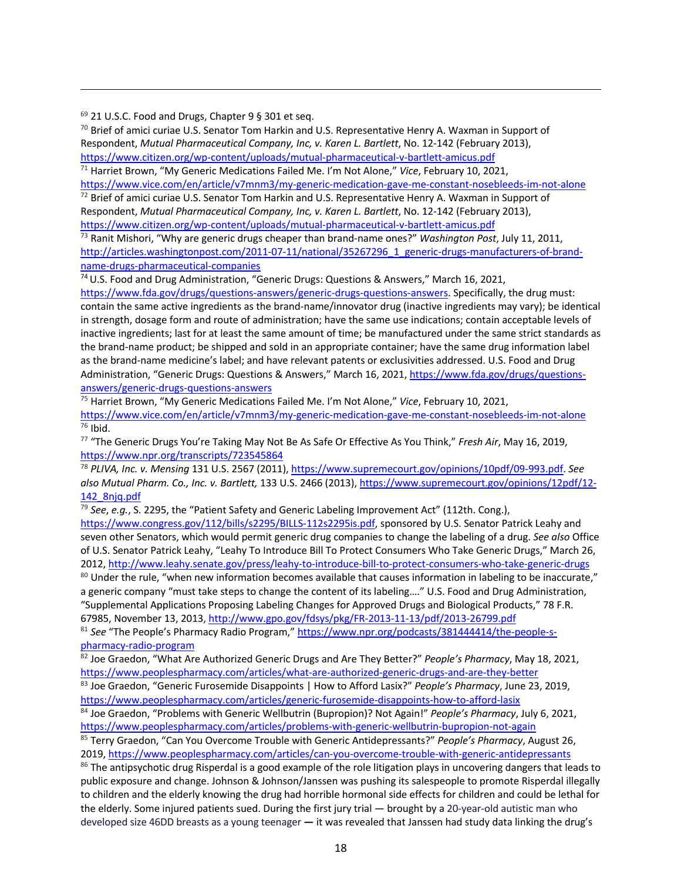[69] 21 U.S.C. Food and Drugs, Chapter 9 § 301 et seq.

[70] Brief of amici curiae U.S. Senator Tom Harkin and U.S. Representative Henry A. Waxman in Support of Respondent, *Mutual Pharmaceutical Company, Inc, v. Karen L. Bartlett*, No. 12-142 (February 2013), https://www.citizen.org/wp-content/uploads/mutual-pharmaceutical-v-bartlett-amicus.pdf

[71] Harriet Brown, "My Generic Medications Failed Me. I'm Not Alone," *Vice*, February 10, 2021, https://www.vice.com/en/article/v7mnm3/my-generic-medication-gave-me-constant-nosebleeds-im-not-alone

[72] Brief of amici curiae U.S. Senator Tom Harkin and U.S. Representative Henry A. Waxman in Support of Respondent, *Mutual Pharmaceutical Company, Inc, v. Karen L. Bartlett*, No. 12-142 (February 2013), https://www.citizen.org/wp-content/uploads/mutual-pharmaceutical-v-bartlett-amicus.pdf

[73] Ranit Mishori, "Why are generic drugs cheaper than brand-name ones?" *Washington Post*, July 11, 2011, http://articles.washingtonpost.com/2011-07-11/national/35267296_1_generic-drugs-manufacturers-of-brand-name-drugs-pharmaceutical-companies

[74] U.S. Food and Drug Administration, "Generic Drugs: Questions & Answers," March 16, 2021, https://www.fda.gov/drugs/questions-answers/generic-drugs-questions-answers. Specifically, the drug must: contain the same active ingredients as the brand-name/innovator drug (inactive ingredients may vary); be identical in strength, dosage form and route of administration; have the same use indications; contain acceptable levels of inactive ingredients; last for at least the same amount of time; be manufactured under the same strict standards as the brand-name product; be shipped and sold in an appropriate container; have the same drug information label as the brand-name medicine's label; and have relevant patents or exclusivities addressed. U.S. Food and Drug Administration, "Generic Drugs: Questions & Answers," March 16, 2021, https://www.fda.gov/drugs/questions-answers/generic-drugs-questions-answers

[75] Harriet Brown, "My Generic Medications Failed Me. I'm Not Alone," *Vice*, February 10, 2021, https://www.vice.com/en/article/v7mnm3/my-generic-medication-gave-me-constant-nosebleeds-im-not-alone

[76] Ibid.

[77] "The Generic Drugs You're Taking May Not Be As Safe Or Effective As You Think," *Fresh Air*, May 16, 2019, https://www.npr.org/transcripts/723545864

[78] *PLIVA, Inc. v. Mensing* 131 U.S. 2567 (2011), https://www.supremecourt.gov/opinions/10pdf/09-993.pdf. *See also Mutual Pharm. Co., Inc. v. Bartlett,* 133 U.S. 2466 (2013), https://www.supremecourt.gov/opinions/12pdf/12-142_8njq.pdf

[79] *See*, *e.g.*, S. 2295, the "Patient Safety and Generic Labeling Improvement Act" (112th. Cong.), https://www.congress.gov/112/bills/s2295/BILLS-112s2295is.pdf, sponsored by U.S. Senator Patrick Leahy and seven other Senators, which would permit generic drug companies to change the labeling of a drug. *See also* Office of U.S. Senator Patrick Leahy, "Leahy To Introduce Bill To Protect Consumers Who Take Generic Drugs," March 26, 2012, http://www.leahy.senate.gov/press/leahy-to-introduce-bill-to-protect-consumers-who-take-generic-drugs

[80] Under the rule, "when new information becomes available that causes information in labeling to be inaccurate," a generic company "must take steps to change the content of its labeling…." U.S. Food and Drug Administration, "Supplemental Applications Proposing Labeling Changes for Approved Drugs and Biological Products," 78 F.R. 67985, November 13, 2013, http://www.gpo.gov/fdsys/pkg/FR-2013-11-13/pdf/2013-26799.pdf

[81] *See* "The People's Pharmacy Radio Program," https://www.npr.org/podcasts/381444414/the-people-s-pharmacy-radio-program

[82] Joe Graedon, "What Are Authorized Generic Drugs and Are They Better?" *People's Pharmacy*, May 18, 2021, https://www.peoplespharmacy.com/articles/what-are-authorized-generic-drugs-and-are-they-better

[83] Joe Graedon, "Generic Furosemide Disappoints | How to Afford Lasix?" *People's Pharmacy*, June 23, 2019, https://www.peoplespharmacy.com/articles/generic-furosemide-disappoints-how-to-afford-lasix

[84] Joe Graedon, "Problems with Generic Wellbutrin (Bupropion)? Not Again!" *People's Pharmacy*, July 6, 2021, https://www.peoplespharmacy.com/articles/problems-with-generic-wellbutrin-bupropion-not-again

[85] Terry Graedon, "Can You Overcome Trouble with Generic Antidepressants?" *People's Pharmacy*, August 26, 2019, https://www.peoplespharmacy.com/articles/can-you-overcome-trouble-with-generic-antidepressants

[86] The antipsychotic drug Risperdal is a good example of the role litigation plays in uncovering dangers that leads to public exposure and change. Johnson & Johnson/Janssen was pushing its salespeople to promote Risperdal illegally to children and the elderly knowing the drug had horrible hormonal side effects for children and could be lethal for the elderly. Some injured patients sued. During the first jury trial — brought by a 20-year-old autistic man who developed size 46DD breasts as a young teenager — it was revealed that Janssen had study data linking the drug's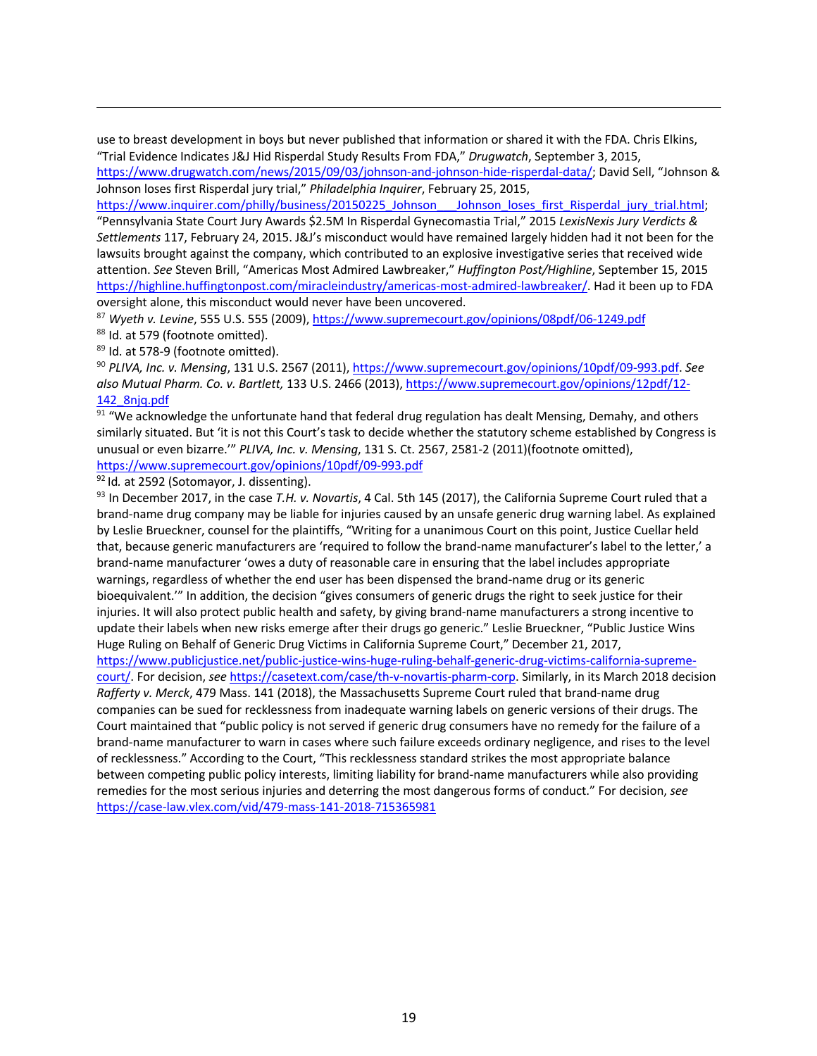use to breast development in boys but never published that information or shared it with the FDA. Chris Elkins, "Trial Evidence Indicates J&J Hid Risperdal Study Results From FDA," *Drugwatch*, September 3, 2015, https://www.drugwatch.com/news/2015/09/03/johnson-and-johnson-hide-risperdal-data/; David Sell, "Johnson & Johnson loses first Risperdal jury trial," *Philadelphia Inquirer*, February 25, 2015, https://www.inquirer.com/philly/business/20150225_Johnson___Johnson_loses_first_Risperdal_jury_trial.html; "Pennsylvania State Court Jury Awards $2.5M In Risperdal Gynecomastia Trial," 2015 *LexisNexis Jury Verdicts & Settlements* 117, February 24, 2015. J&J's misconduct would have remained largely hidden had it not been for the lawsuits brought against the company, which contributed to an explosive investigative series that received wide attention. *See* Steven Brill, "Americas Most Admired Lawbreaker," *Huffington Post/Highline*, September 15, 2015 https://highline.huffingtonpost.com/miracleindustry/americas-most-admired-lawbreaker/. Had it been up to FDA oversight alone, this misconduct would never have been uncovered.

[87] *Wyeth v. Levine*, 555 U.S. 555 (2009), https://www.supremecourt.gov/opinions/08pdf/06-1249.pdf

[88] Id. at 579 (footnote omitted).

[89] Id. at 578-9 (footnote omitted).

[90] *PLIVA, Inc. v. Mensing*, 131 U.S. 2567 (2011), https://www.supremecourt.gov/opinions/10pdf/09-993.pdf. *See also Mutual Pharm. Co. v. Bartlett,* 133 U.S. 2466 (2013), https://www.supremecourt.gov/opinions/12pdf/12-142_8njq.pdf

[91] "We acknowledge the unfortunate hand that federal drug regulation has dealt Mensing, Demahy, and others similarly situated. But 'it is not this Court's task to decide whether the statutory scheme established by Congress is unusual or even bizarre.'" *PLIVA, Inc. v. Mensing*, 131 S. Ct. 2567, 2581-2 (2011)(footnote omitted), https://www.supremecourt.gov/opinions/10pdf/09-993.pdf

[92] *Id.* at 2592 (Sotomayor, J. dissenting).

[93] In December 2017, in the case *T.H. v. Novartis*, 4 Cal. 5th 145 (2017), the California Supreme Court ruled that a brand-name drug company may be liable for injuries caused by an unsafe generic drug warning label. As explained by Leslie Brueckner, counsel for the plaintiffs, "Writing for a unanimous Court on this point, Justice Cuellar held that, because generic manufacturers are 'required to follow the brand-name manufacturer's label to the letter,' a brand-name manufacturer 'owes a duty of reasonable care in ensuring that the label includes appropriate warnings, regardless of whether the end user has been dispensed the brand-name drug or its generic bioequivalent.'" In addition, the decision "gives consumers of generic drugs the right to seek justice for their injuries. It will also protect public health and safety, by giving brand-name manufacturers a strong incentive to update their labels when new risks emerge after their drugs go generic." Leslie Brueckner, "Public Justice Wins Huge Ruling on Behalf of Generic Drug Victims in California Supreme Court," December 21, 2017, https://www.publicjustice.net/public-justice-wins-huge-ruling-behalf-generic-drug-victims-california-supreme-court/. For decision, *see* https://casetext.com/case/th-v-novartis-pharm-corp. Similarly, in its March 2018 decision *Rafferty v. Merck*, 479 Mass. 141 (2018), the Massachusetts Supreme Court ruled that brand-name drug companies can be sued for recklessness from inadequate warning labels on generic versions of their drugs. The Court maintained that "public policy is not served if generic drug consumers have no remedy for the failure of a brand-name manufacturer to warn in cases where such failure exceeds ordinary negligence, and rises to the level of recklessness." According to the Court, "This recklessness standard strikes the most appropriate balance between competing public policy interests, limiting liability for brand-name manufacturers while also providing remedies for the most serious injuries and deterring the most dangerous forms of conduct." For decision, *see* https://case-law.vlex.com/vid/479-mass-141-2018-715365981